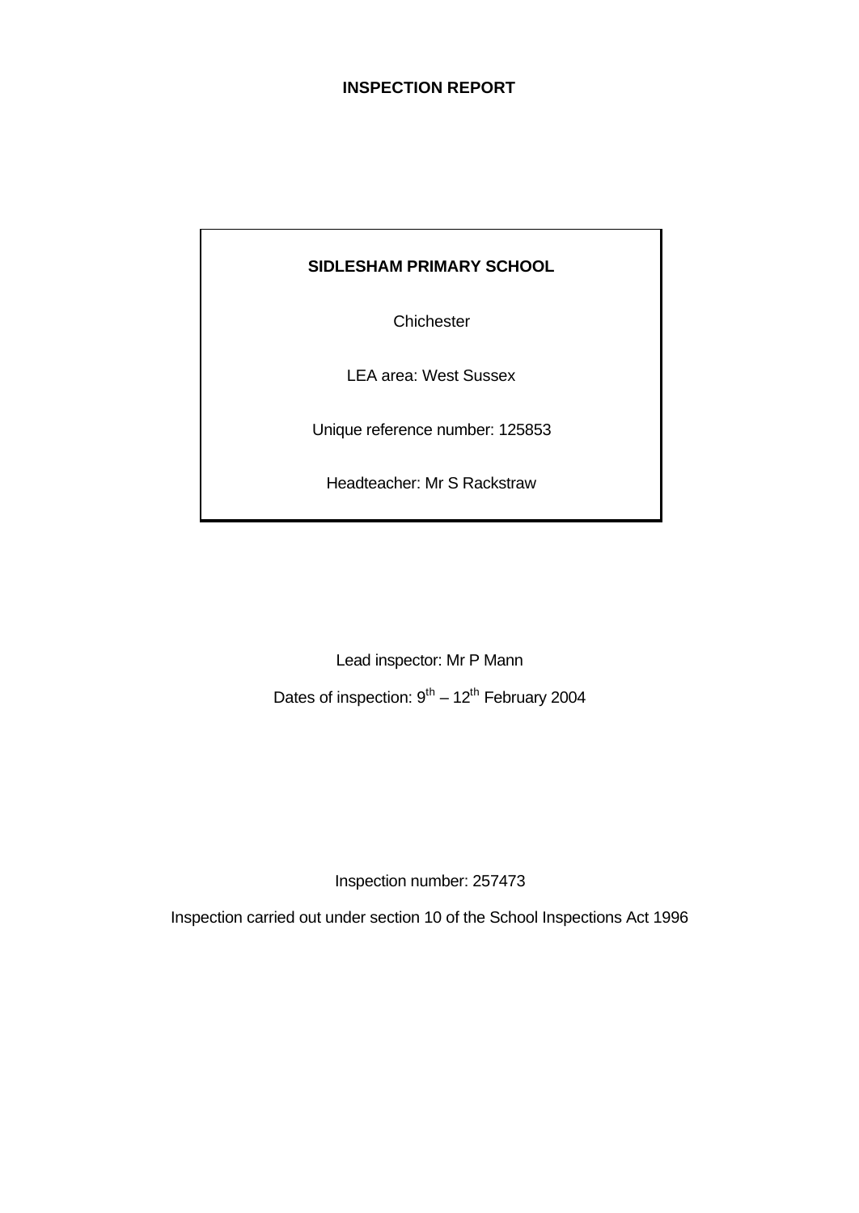# INSPECTION REPORT

**SIDLESHAM PRIMARY SCHOOL**

Chichester

LEA area: West Sussex

Unique reference number: 125853

Headteacher: Mr S Rackstraw

Lead inspector: Mr P Mann

Dates of inspection: 9th – 12th February 2004

Inspection number: 257473

Inspection carried out under section 10 of the School Inspections Act 1996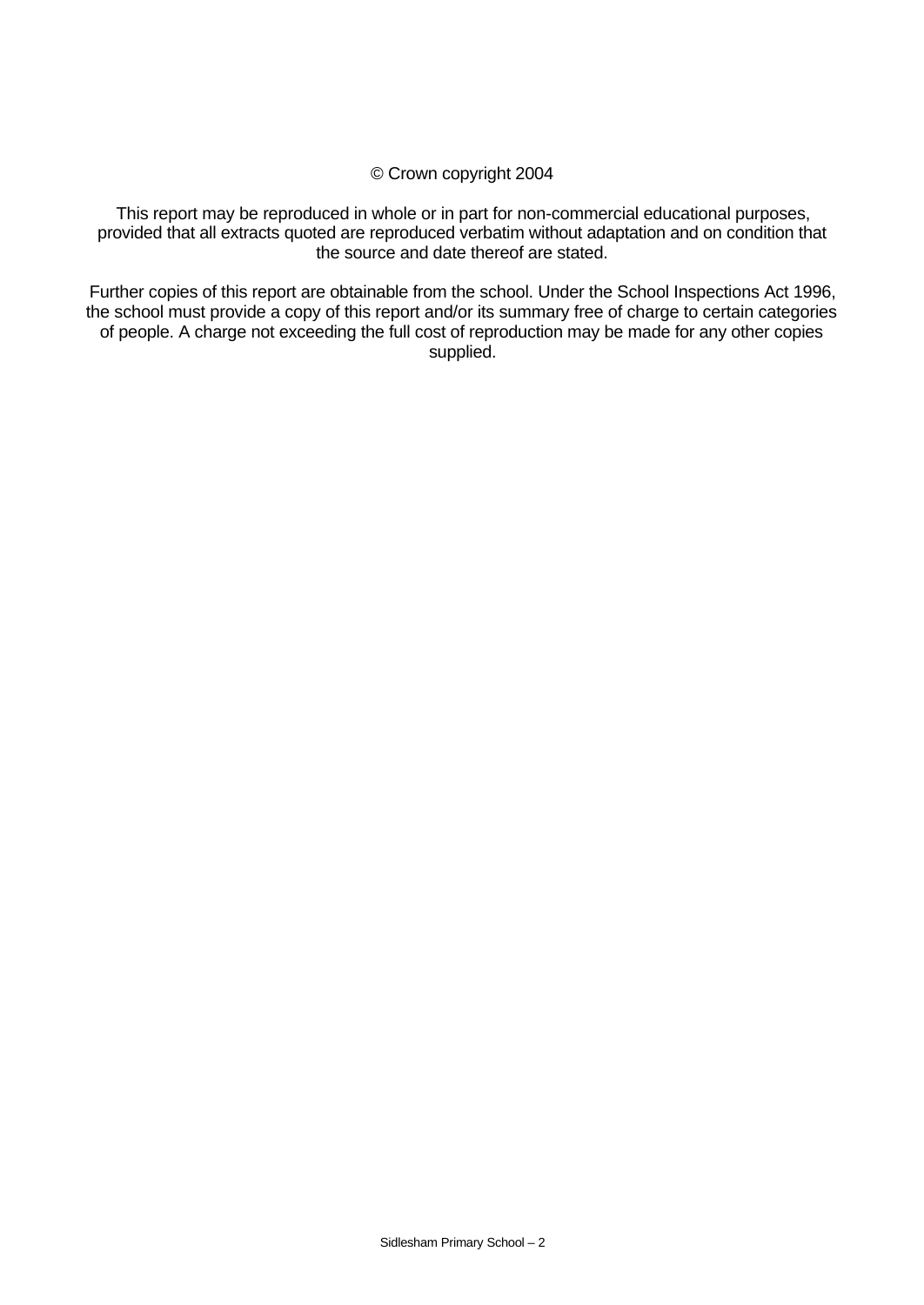© Crown copyright 2004

This report may be reproduced in whole or in part for non-commercial educational purposes, provided that all extracts quoted are reproduced verbatim without adaptation and on condition that the source and date thereof are stated.

Further copies of this report are obtainable from the school. Under the School Inspections Act 1996, the school must provide a copy of this report and/or its summary free of charge to certain categories of people. A charge not exceeding the full cost of reproduction may be made for any other copies supplied.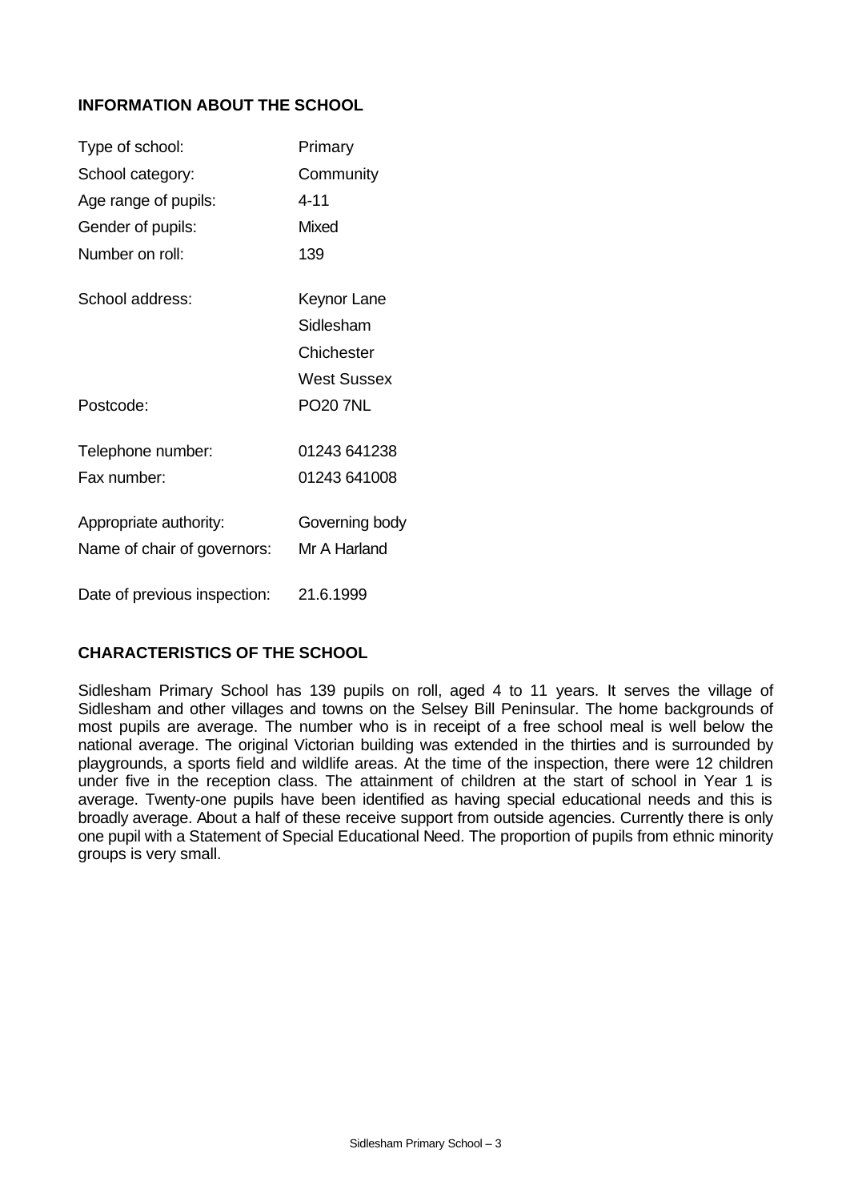## INFORMATION ABOUT THE SCHOOL

| | |
|---|---|
| Type of school: | Primary |
| School category: | Community |
| Age range of pupils: | 4-11 |
| Gender of pupils: | Mixed |
| Number on roll: | 139 |
| School address: | Keynor Lane<br>Sidlesham<br>Chichester<br>West Sussex |
| Postcode: | PO20 7NL |
| Telephone number: | 01243 641238 |
| Fax number: | 01243 641008 |
| Appropriate authority: | Governing body |
| Name of chair of governors: | Mr A Harland |
| Date of previous inspection: | 21.6.1999 |

## CHARACTERISTICS OF THE SCHOOL

Sidlesham Primary School has 139 pupils on roll, aged 4 to 11 years. It serves the village of Sidlesham and other villages and towns on the Selsey Bill Peninsular. The home backgrounds of most pupils are average. The number who is in receipt of a free school meal is well below the national average. The original Victorian building was extended in the thirties and is surrounded by playgrounds, a sports field and wildlife areas. At the time of the inspection, there were 12 children under five in the reception class. The attainment of children at the start of school in Year 1 is average. Twenty-one pupils have been identified as having special educational needs and this is broadly average. About a half of these receive support from outside agencies. Currently there is only one pupil with a Statement of Special Educational Need. The proportion of pupils from ethnic minority groups is very small.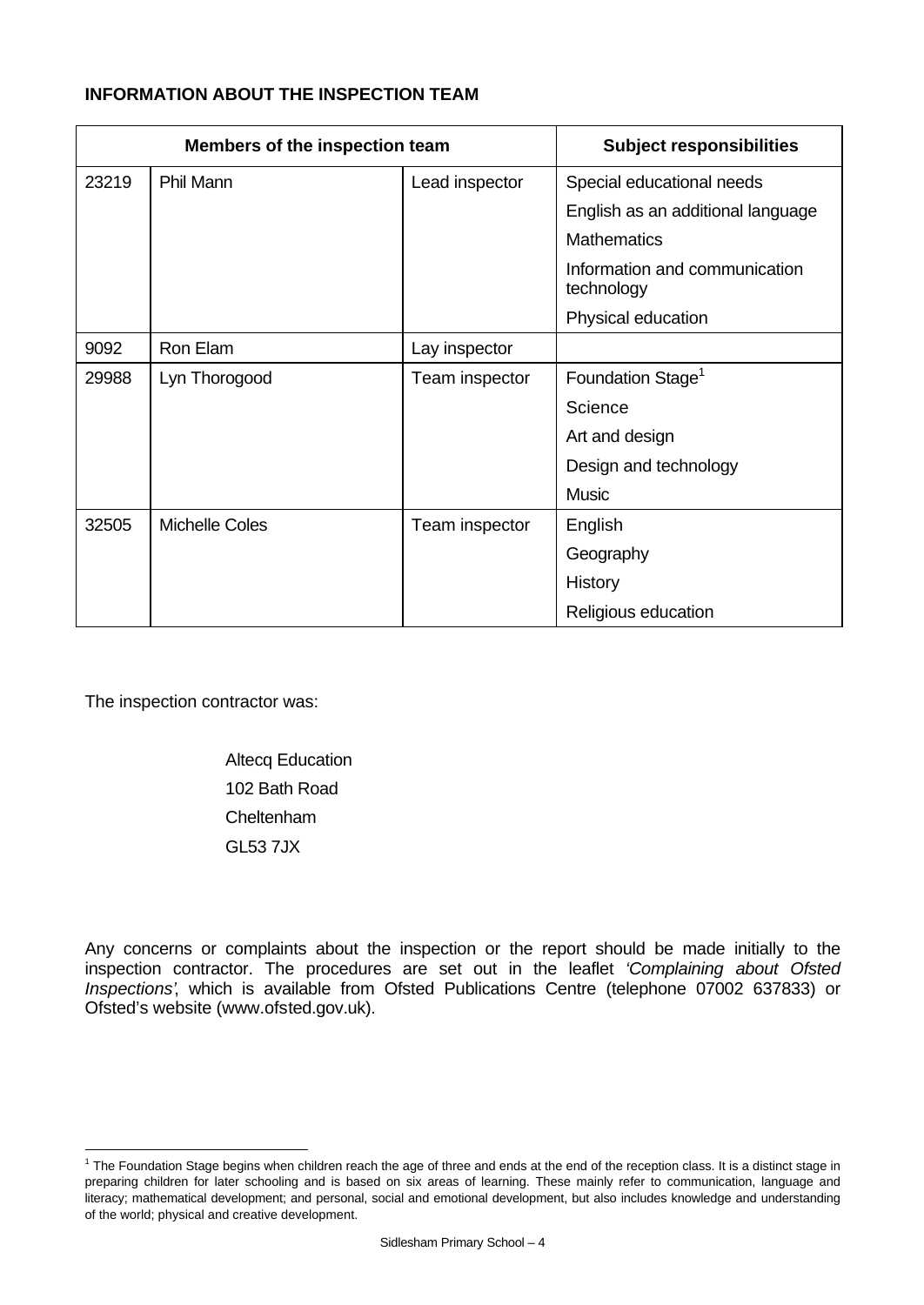**INFORMATION ABOUT THE INSPECTION TEAM**

| Members of the inspection team | | | Subject responsibilities |
|---|---|---|---|
| 23219 | Phil Mann | Lead inspector | Special educational needs |
| | | | English as an additional language |
| | | | Mathematics |
| | | | Information and communication technology |
| | | | Physical education |
| 9092 | Ron Elam | Lay inspector | |
| 29988 | Lyn Thorogood | Team inspector | Foundation Stage[1] |
| | | | Science |
| | | | Art and design |
| | | | Design and technology |
| | | | Music |
| 32505 | Michelle Coles | Team inspector | English |
| | | | Geography |
| | | | History |
| | | | Religious education |

The inspection contractor was:

Altecq Education
102 Bath Road
Cheltenham
GL53 7JX

Any concerns or complaints about the inspection or the report should be made initially to the inspection contractor. The procedures are set out in the leaflet *'Complaining about Ofsted Inspections'*, which is available from Ofsted Publications Centre (telephone 07002 637833) or Ofsted's website (www.ofsted.gov.uk).

[1] The Foundation Stage begins when children reach the age of three and ends at the end of the reception class. It is a distinct stage in preparing children for later schooling and is based on six areas of learning. These mainly refer to communication, language and literacy; mathematical development; and personal, social and emotional development, but also includes knowledge and understanding of the world; physical and creative development.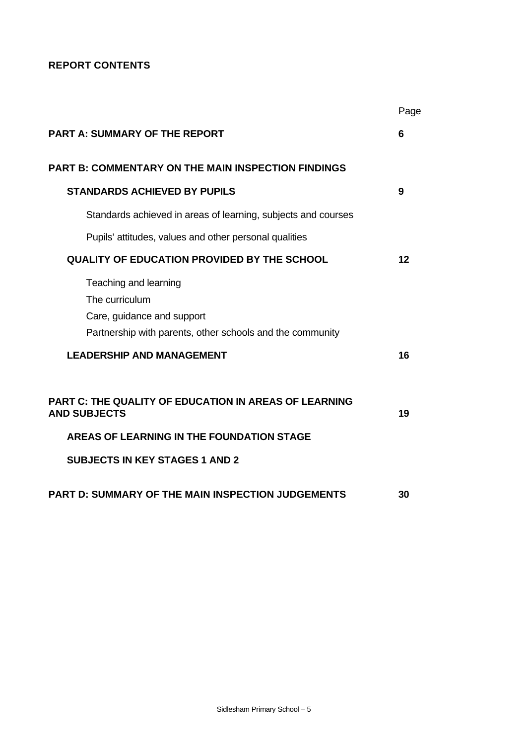**REPORT CONTENTS**

| | Page |
|---|---|
| **PART A: SUMMARY OF THE REPORT** | **6** |
| **PART B: COMMENTARY ON THE MAIN INSPECTION FINDINGS** | |
| **STANDARDS ACHIEVED BY PUPILS** | **9** |
| Standards achieved in areas of learning, subjects and courses | |
| Pupils' attitudes, values and other personal qualities | |
| **QUALITY OF EDUCATION PROVIDED BY THE SCHOOL** | **12** |
| Teaching and learning | |
| The curriculum | |
| Care, guidance and support | |
| Partnership with parents, other schools and the community | |
| **LEADERSHIP AND MANAGEMENT** | **16** |
| **PART C: THE QUALITY OF EDUCATION IN AREAS OF LEARNING AND SUBJECTS** | **19** |
| **AREAS OF LEARNING IN THE FOUNDATION STAGE** | |
| **SUBJECTS IN KEY STAGES 1 AND 2** | |
| **PART D: SUMMARY OF THE MAIN INSPECTION JUDGEMENTS** | **30** |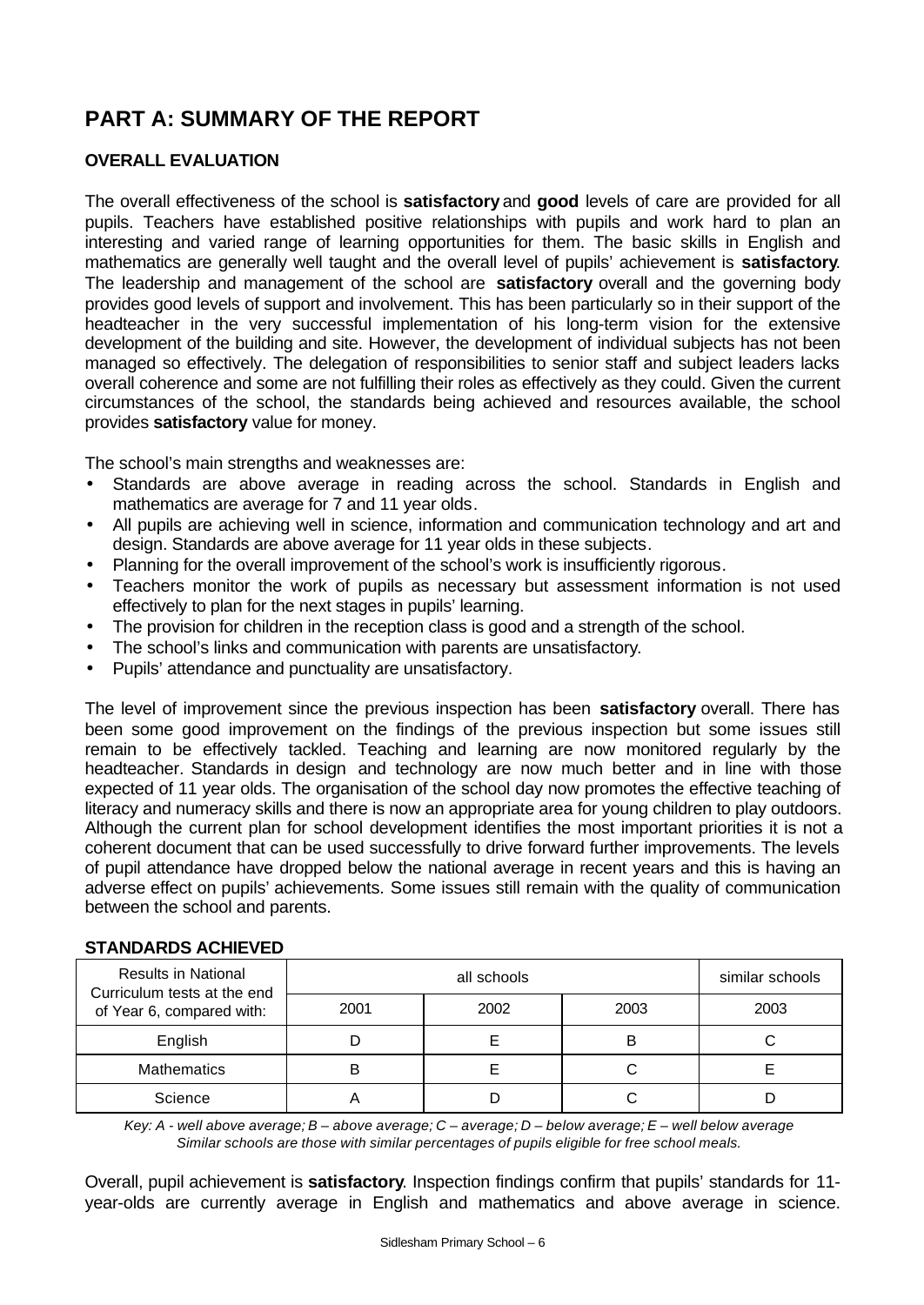# PART A: SUMMARY OF THE REPORT

## OVERALL EVALUATION

The overall effectiveness of the school is **satisfactory** and **good** levels of care are provided for all pupils. Teachers have established positive relationships with pupils and work hard to plan an interesting and varied range of learning opportunities for them. The basic skills in English and mathematics are generally well taught and the overall level of pupils' achievement is **satisfactory**. The leadership and management of the school are **satisfactory** overall and the governing body provides good levels of support and involvement. This has been particularly so in their support of the headteacher in the very successful implementation of his long-term vision for the extensive development of the building and site. However, the development of individual subjects has not been managed so effectively. The delegation of responsibilities to senior staff and subject leaders lacks overall coherence and some are not fulfilling their roles as effectively as they could. Given the current circumstances of the school, the standards being achieved and resources available, the school provides **satisfactory** value for money.

The school's main strengths and weaknesses are:

- Standards are above average in reading across the school. Standards in English and mathematics are average for 7 and 11 year olds.
- All pupils are achieving well in science, information and communication technology and art and design. Standards are above average for 11 year olds in these subjects.
- Planning for the overall improvement of the school's work is insufficiently rigorous.
- Teachers monitor the work of pupils as necessary but assessment information is not used effectively to plan for the next stages in pupils' learning.
- The provision for children in the reception class is good and a strength of the school.
- The school's links and communication with parents are unsatisfactory.
- Pupils' attendance and punctuality are unsatisfactory.

The level of improvement since the previous inspection has been **satisfactory** overall. There has been some good improvement on the findings of the previous inspection but some issues still remain to be effectively tackled. Teaching and learning are now monitored regularly by the headteacher. Standards in design and technology are now much better and in line with those expected of 11 year olds. The organisation of the school day now promotes the effective teaching of literacy and numeracy skills and there is now an appropriate area for young children to play outdoors. Although the current plan for school development identifies the most important priorities it is not a coherent document that can be used successfully to drive forward further improvements. The levels of pupil attendance have dropped below the national average in recent years and this is having an adverse effect on pupils' achievements. Some issues still remain with the quality of communication between the school and parents.

## STANDARDS ACHIEVED

| Results in National Curriculum tests at the end of Year 6, compared with: | all schools | | | similar schools |
|---|---|---|---|---|
| | 2001 | 2002 | 2003 | 2003 |
| English | D | E | B | C |
| Mathematics | B | E | C | E |
| Science | A | D | C | D |

*Key: A - well above average; B – above average; C – average; D – below average; E – well below average*
*Similar schools are those with similar percentages of pupils eligible for free school meals.*

Overall, pupil achievement is **satisfactory**. Inspection findings confirm that pupils' standards for 11-year-olds are currently average in English and mathematics and above average in science.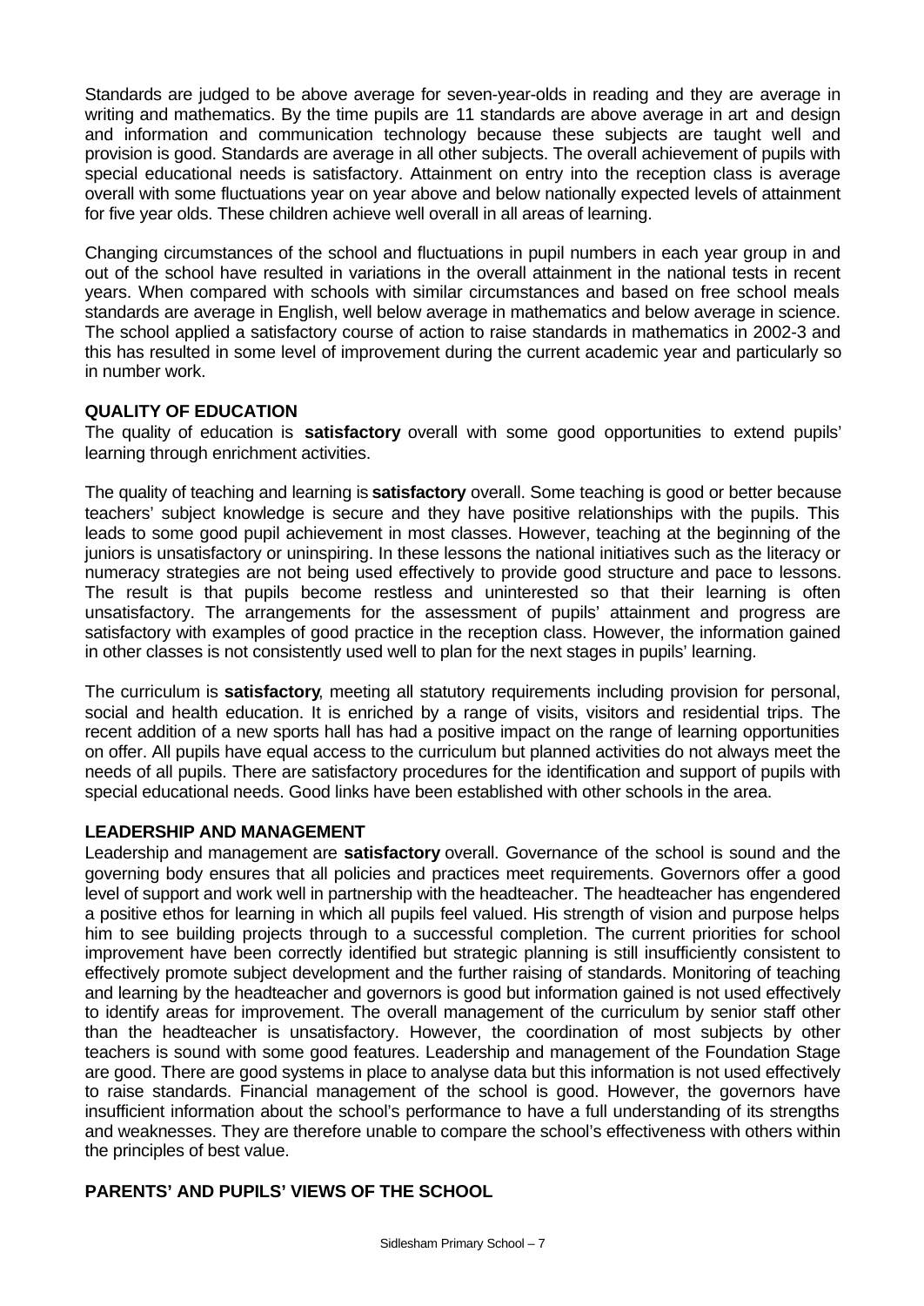Standards are judged to be above average for seven-year-olds in reading and they are average in writing and mathematics. By the time pupils are 11 standards are above average in art and design and information and communication technology because these subjects are taught well and provision is good. Standards are average in all other subjects. The overall achievement of pupils with special educational needs is satisfactory. Attainment on entry into the reception class is average overall with some fluctuations year on year above and below nationally expected levels of attainment for five year olds. These children achieve well overall in all areas of learning.

Changing circumstances of the school and fluctuations in pupil numbers in each year group in and out of the school have resulted in variations in the overall attainment in the national tests in recent years. When compared with schools with similar circumstances and based on free school meals standards are average in English, well below average in mathematics and below average in science. The school applied a satisfactory course of action to raise standards in mathematics in 2002-3 and this has resulted in some level of improvement during the current academic year and particularly so in number work.

**QUALITY OF EDUCATION**

The quality of education is **satisfactory** overall with some good opportunities to extend pupils' learning through enrichment activities.

The quality of teaching and learning is **satisfactory** overall. Some teaching is good or better because teachers' subject knowledge is secure and they have positive relationships with the pupils. This leads to some good pupil achievement in most classes. However, teaching at the beginning of the juniors is unsatisfactory or uninspiring. In these lessons the national initiatives such as the literacy or numeracy strategies are not being used effectively to provide good structure and pace to lessons. The result is that pupils become restless and uninterested so that their learning is often unsatisfactory. The arrangements for the assessment of pupils' attainment and progress are satisfactory with examples of good practice in the reception class. However, the information gained in other classes is not consistently used well to plan for the next stages in pupils' learning.

The curriculum is **satisfactory**, meeting all statutory requirements including provision for personal, social and health education. It is enriched by a range of visits, visitors and residential trips. The recent addition of a new sports hall has had a positive impact on the range of learning opportunities on offer. All pupils have equal access to the curriculum but planned activities do not always meet the needs of all pupils. There are satisfactory procedures for the identification and support of pupils with special educational needs. Good links have been established with other schools in the area.

**LEADERSHIP AND MANAGEMENT**

Leadership and management are **satisfactory** overall. Governance of the school is sound and the governing body ensures that all policies and practices meet requirements. Governors offer a good level of support and work well in partnership with the headteacher. The headteacher has engendered a positive ethos for learning in which all pupils feel valued. His strength of vision and purpose helps him to see building projects through to a successful completion. The current priorities for school improvement have been correctly identified but strategic planning is still insufficiently consistent to effectively promote subject development and the further raising of standards. Monitoring of teaching and learning by the headteacher and governors is good but information gained is not used effectively to identify areas for improvement. The overall management of the curriculum by senior staff other than the headteacher is unsatisfactory. However, the coordination of most subjects by other teachers is sound with some good features. Leadership and management of the Foundation Stage are good. There are good systems in place to analyse data but this information is not used effectively to raise standards. Financial management of the school is good. However, the governors have insufficient information about the school's performance to have a full understanding of its strengths and weaknesses. They are therefore unable to compare the school's effectiveness with others within the principles of best value.

**PARENTS' AND PUPILS' VIEWS OF THE SCHOOL**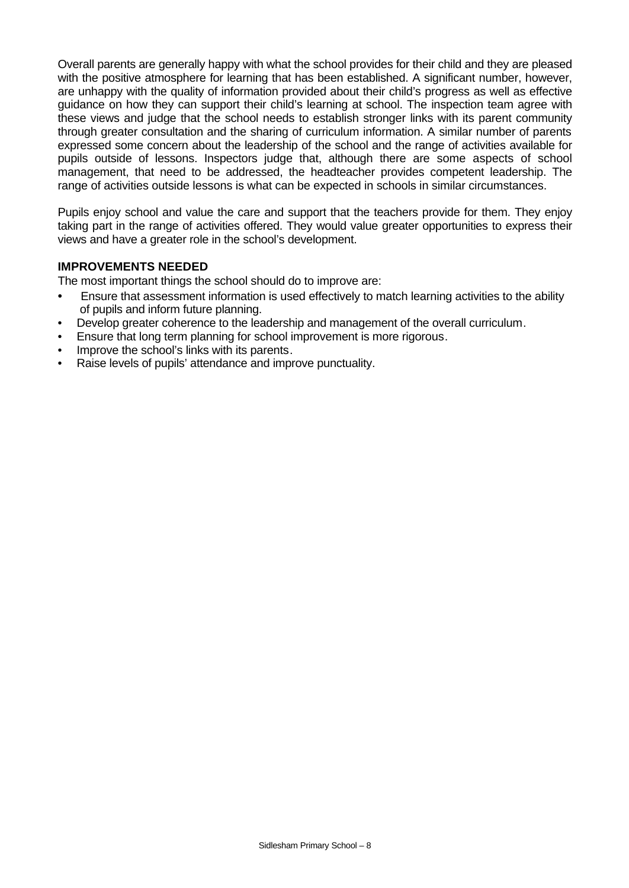Overall parents are generally happy with what the school provides for their child and they are pleased with the positive atmosphere for learning that has been established. A significant number, however, are unhappy with the quality of information provided about their child's progress as well as effective guidance on how they can support their child's learning at school. The inspection team agree with these views and judge that the school needs to establish stronger links with its parent community through greater consultation and the sharing of curriculum information. A similar number of parents expressed some concern about the leadership of the school and the range of activities available for pupils outside of lessons. Inspectors judge that, although there are some aspects of school management, that need to be addressed, the headteacher provides competent leadership. The range of activities outside lessons is what can be expected in schools in similar circumstances.

Pupils enjoy school and value the care and support that the teachers provide for them. They enjoy taking part in the range of activities offered. They would value greater opportunities to express their views and have a greater role in the school's development.

**IMPROVEMENTS NEEDED**

The most important things the school should do to improve are:

- Ensure that assessment information is used effectively to match learning activities to the ability of pupils and inform future planning.
- Develop greater coherence to the leadership and management of the overall curriculum.
- Ensure that long term planning for school improvement is more rigorous.
- Improve the school's links with its parents.
- Raise levels of pupils' attendance and improve punctuality.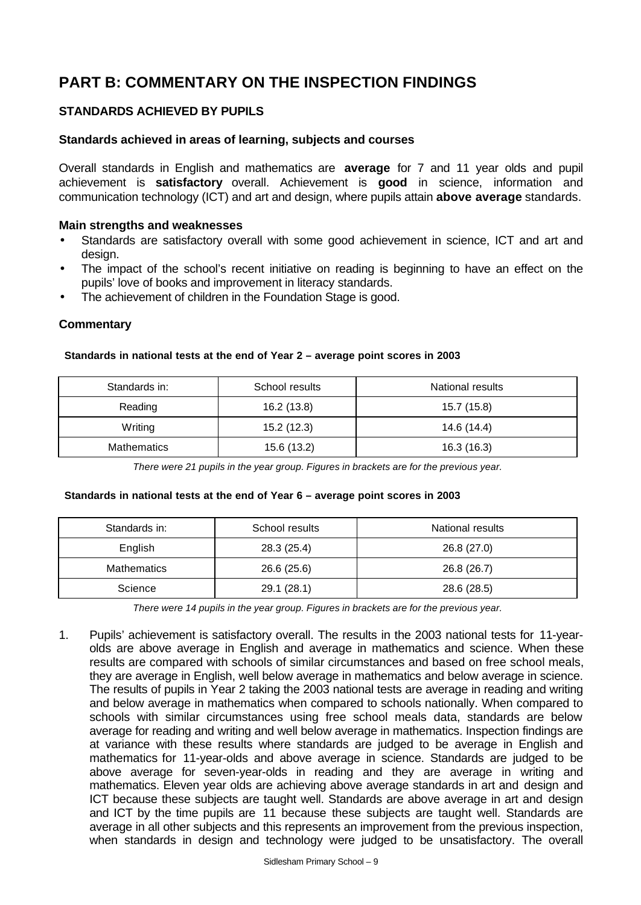# PART B: COMMENTARY ON THE INSPECTION FINDINGS

## STANDARDS ACHIEVED BY PUPILS

### Standards achieved in areas of learning, subjects and courses

Overall standards in English and mathematics are **average** for 7 and 11 year olds and pupil achievement is **satisfactory** overall. Achievement is **good** in science, information and communication technology (ICT) and art and design, where pupils attain **above average** standards.

### Main strengths and weaknesses

- Standards are satisfactory overall with some good achievement in science, ICT and art and design.
- The impact of the school's recent initiative on reading is beginning to have an effect on the pupils' love of books and improvement in literacy standards.
- The achievement of children in the Foundation Stage is good.

### Commentary

**Standards in national tests at the end of Year 2 – average point scores in 2003**

| Standards in: | School results | National results |
|---|---|---|
| Reading | 16.2 (13.8) | 15.7 (15.8) |
| Writing | 15.2 (12.3) | 14.6 (14.4) |
| Mathematics | 15.6 (13.2) | 16.3 (16.3) |

*There were 21 pupils in the year group. Figures in brackets are for the previous year.*

**Standards in national tests at the end of Year 6 – average point scores in 2003**

| Standards in: | School results | National results |
|---|---|---|
| English | 28.3 (25.4) | 26.8 (27.0) |
| Mathematics | 26.6 (25.6) | 26.8 (26.7) |
| Science | 29.1 (28.1) | 28.6 (28.5) |

*There were 14 pupils in the year group. Figures in brackets are for the previous year.*

1. Pupils' achievement is satisfactory overall. The results in the 2003 national tests for 11-year-olds are above average in English and average in mathematics and science. When these results are compared with schools of similar circumstances and based on free school meals, they are average in English, well below average in mathematics and below average in science. The results of pupils in Year 2 taking the 2003 national tests are average in reading and writing and below average in mathematics when compared to schools nationally. When compared to schools with similar circumstances using free school meals data, standards are below average for reading and writing and well below average in mathematics. Inspection findings are at variance with these results where standards are judged to be average in English and mathematics for 11-year-olds and above average in science. Standards are judged to be above average for seven-year-olds in reading and they are average in writing and mathematics. Eleven year olds are achieving above average standards in art and design and ICT because these subjects are taught well. Standards are above average in art and design and ICT by the time pupils are 11 because these subjects are taught well. Standards are average in all other subjects and this represents an improvement from the previous inspection, when standards in design and technology were judged to be unsatisfactory. The overall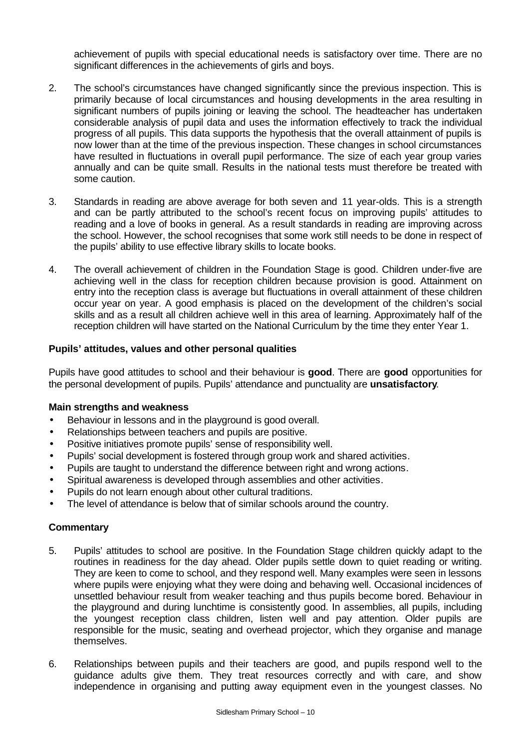achievement of pupils with special educational needs is satisfactory over time. There are no significant differences in the achievements of girls and boys.

2. The school's circumstances have changed significantly since the previous inspection. This is primarily because of local circumstances and housing developments in the area resulting in significant numbers of pupils joining or leaving the school. The headteacher has undertaken considerable analysis of pupil data and uses the information effectively to track the individual progress of all pupils. This data supports the hypothesis that the overall attainment of pupils is now lower than at the time of the previous inspection. These changes in school circumstances have resulted in fluctuations in overall pupil performance. The size of each year group varies annually and can be quite small. Results in the national tests must therefore be treated with some caution.

3. Standards in reading are above average for both seven and 11 year-olds. This is a strength and can be partly attributed to the school's recent focus on improving pupils' attitudes to reading and a love of books in general. As a result standards in reading are improving across the school. However, the school recognises that some work still needs to be done in respect of the pupils' ability to use effective library skills to locate books.

4. The overall achievement of children in the Foundation Stage is good. Children under-five are achieving well in the class for reception children because provision is good. Attainment on entry into the reception class is average but fluctuations in overall attainment of these children occur year on year. A good emphasis is placed on the development of the children's social skills and as a result all children achieve well in this area of learning. Approximately half of the reception children will have started on the National Curriculum by the time they enter Year 1.

### Pupils' attitudes, values and other personal qualities

Pupils have good attitudes to school and their behaviour is **good**. There are **good** opportunities for the personal development of pupils. Pupils' attendance and punctuality are **unsatisfactory**.

#### Main strengths and weakness

- Behaviour in lessons and in the playground is good overall.
- Relationships between teachers and pupils are positive.
- Positive initiatives promote pupils' sense of responsibility well.
- Pupils' social development is fostered through group work and shared activities.
- Pupils are taught to understand the difference between right and wrong actions.
- Spiritual awareness is developed through assemblies and other activities.
- Pupils do not learn enough about other cultural traditions.
- The level of attendance is below that of similar schools around the country.

#### Commentary

5. Pupils' attitudes to school are positive. In the Foundation Stage children quickly adapt to the routines in readiness for the day ahead. Older pupils settle down to quiet reading or writing. They are keen to come to school, and they respond well. Many examples were seen in lessons where pupils were enjoying what they were doing and behaving well. Occasional incidences of unsettled behaviour result from weaker teaching and thus pupils become bored. Behaviour in the playground and during lunchtime is consistently good. In assemblies, all pupils, including the youngest reception class children, listen well and pay attention. Older pupils are responsible for the music, seating and overhead projector, which they organise and manage themselves.

6. Relationships between pupils and their teachers are good, and pupils respond well to the guidance adults give them. They treat resources correctly and with care, and show independence in organising and putting away equipment even in the youngest classes. No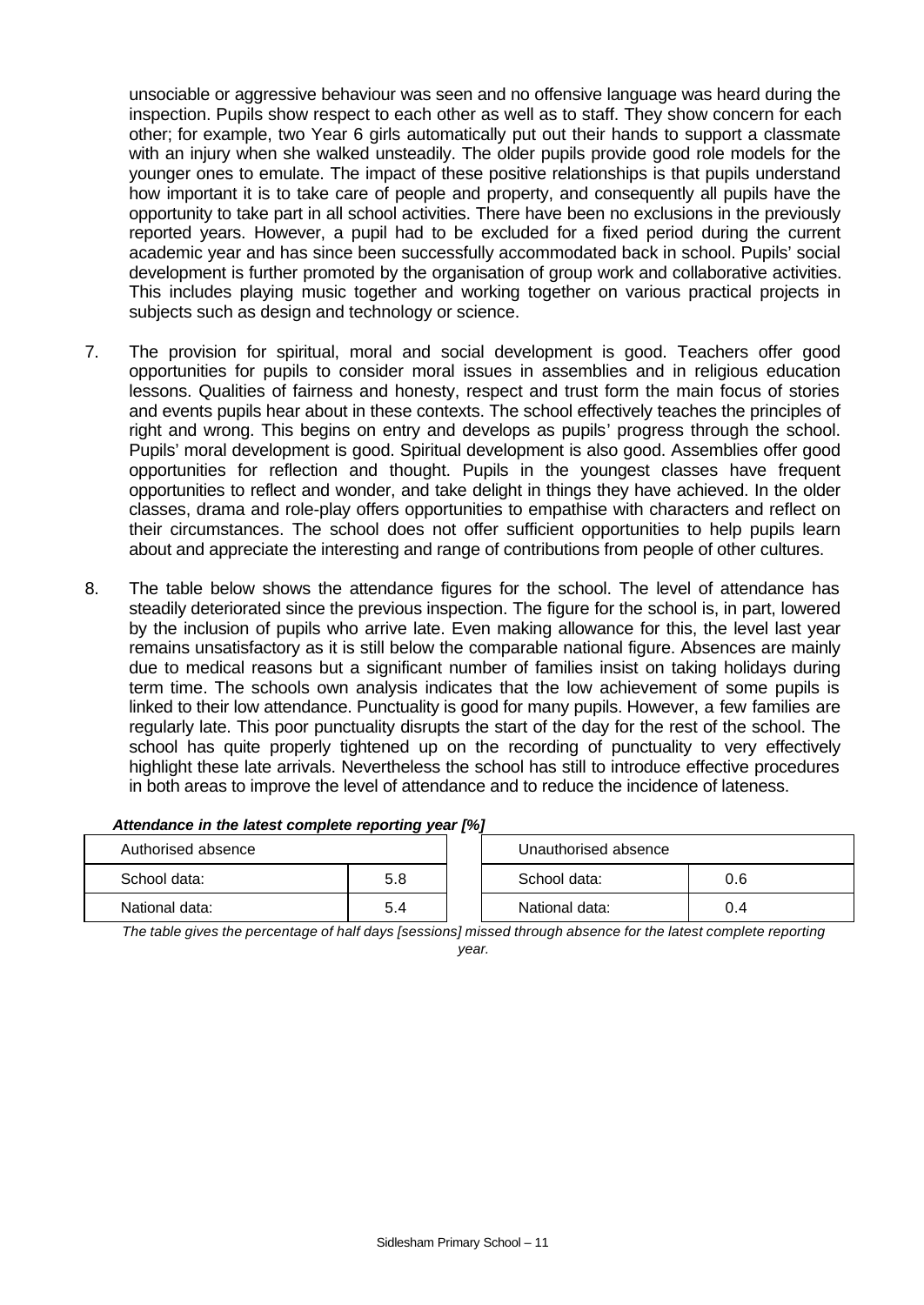unsociable or aggressive behaviour was seen and no offensive language was heard during the inspection. Pupils show respect to each other as well as to staff. They show concern for each other; for example, two Year 6 girls automatically put out their hands to support a classmate with an injury when she walked unsteadily. The older pupils provide good role models for the younger ones to emulate. The impact of these positive relationships is that pupils understand how important it is to take care of people and property, and consequently all pupils have the opportunity to take part in all school activities. There have been no exclusions in the previously reported years. However, a pupil had to be excluded for a fixed period during the current academic year and has since been successfully accommodated back in school. Pupils' social development is further promoted by the organisation of group work and collaborative activities. This includes playing music together and working together on various practical projects in subjects such as design and technology or science.

7. The provision for spiritual, moral and social development is good. Teachers offer good opportunities for pupils to consider moral issues in assemblies and in religious education lessons. Qualities of fairness and honesty, respect and trust form the main focus of stories and events pupils hear about in these contexts. The school effectively teaches the principles of right and wrong. This begins on entry and develops as pupils' progress through the school. Pupils' moral development is good. Spiritual development is also good. Assemblies offer good opportunities for reflection and thought. Pupils in the youngest classes have frequent opportunities to reflect and wonder, and take delight in things they have achieved. In the older classes, drama and role-play offers opportunities to empathise with characters and reflect on their circumstances. The school does not offer sufficient opportunities to help pupils learn about and appreciate the interesting and range of contributions from people of other cultures.

8. The table below shows the attendance figures for the school. The level of attendance has steadily deteriorated since the previous inspection. The figure for the school is, in part, lowered by the inclusion of pupils who arrive late. Even making allowance for this, the level last year remains unsatisfactory as it is still below the comparable national figure. Absences are mainly due to medical reasons but a significant number of families insist on taking holidays during term time. The schools own analysis indicates that the low achievement of some pupils is linked to their low attendance. Punctuality is good for many pupils. However, a few families are regularly late. This poor punctuality disrupts the start of the day for the rest of the school. The school has quite properly tightened up on the recording of punctuality to very effectively highlight these late arrivals. Nevertheless the school has still to introduce effective procedures in both areas to improve the level of attendance and to reduce the incidence of lateness.

***Attendance in the latest complete reporting year [%]***

| Authorised absence | | | Unauthorised absence | |
|---|---|---|---|---|
| School data: | 5.8 | | School data: | 0.6 |
| National data: | 5.4 | | National data: | 0.4 |

*The table gives the percentage of half days [sessions] missed through absence for the latest complete reporting year.*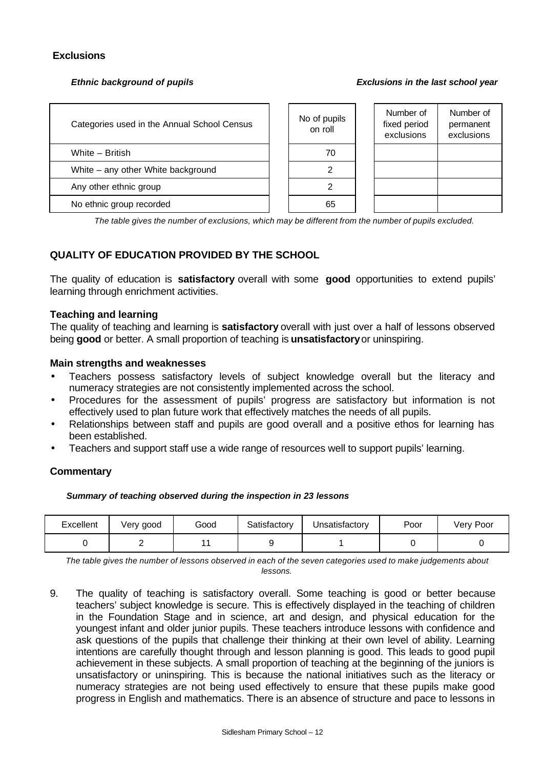### Exclusions

*Ethnic background of pupils* *Exclusions in the last school year*

| Categories used in the Annual School Census | No of pupils on roll | Number of fixed period exclusions | Number of permanent exclusions |
|---|---|---|---|
| White – British | 70 | | |
| White – any other White background | 2 | | |
| Any other ethnic group | 2 | | |
| No ethnic group recorded | 65 | | |

*The table gives the number of exclusions, which may be different from the number of pupils excluded.*

## QUALITY OF EDUCATION PROVIDED BY THE SCHOOL

The quality of education is **satisfactory** overall with some **good** opportunities to extend pupils' learning through enrichment activities.

### Teaching and learning

The quality of teaching and learning is **satisfactory** overall with just over a half of lessons observed being **good** or better. A small proportion of teaching is **unsatisfactory** or uninspiring.

### Main strengths and weaknesses

- Teachers possess satisfactory levels of subject knowledge overall but the literacy and numeracy strategies are not consistently implemented across the school.
- Procedures for the assessment of pupils' progress are satisfactory but information is not effectively used to plan future work that effectively matches the needs of all pupils.
- Relationships between staff and pupils are good overall and a positive ethos for learning has been established.
- Teachers and support staff use a wide range of resources well to support pupils' learning.

### Commentary

***Summary of teaching observed during the inspection in 23 lessons***

| Excellent | Very good | Good | Satisfactory | Unsatisfactory | Poor | Very Poor |
|---|---|---|---|---|---|---|
| 0 | 2 | 11 | 9 | 1 | 0 | 0 |

*The table gives the number of lessons observed in each of the seven categories used to make judgements about lessons.*

9. The quality of teaching is satisfactory overall. Some teaching is good or better because teachers' subject knowledge is secure. This is effectively displayed in the teaching of children in the Foundation Stage and in science, art and design, and physical education for the youngest infant and older junior pupils. These teachers introduce lessons with confidence and ask questions of the pupils that challenge their thinking at their own level of ability. Learning intentions are carefully thought through and lesson planning is good. This leads to good pupil achievement in these subjects. A small proportion of teaching at the beginning of the juniors is unsatisfactory or uninspiring. This is because the national initiatives such as the literacy or numeracy strategies are not being used effectively to ensure that these pupils make good progress in English and mathematics. There is an absence of structure and pace to lessons in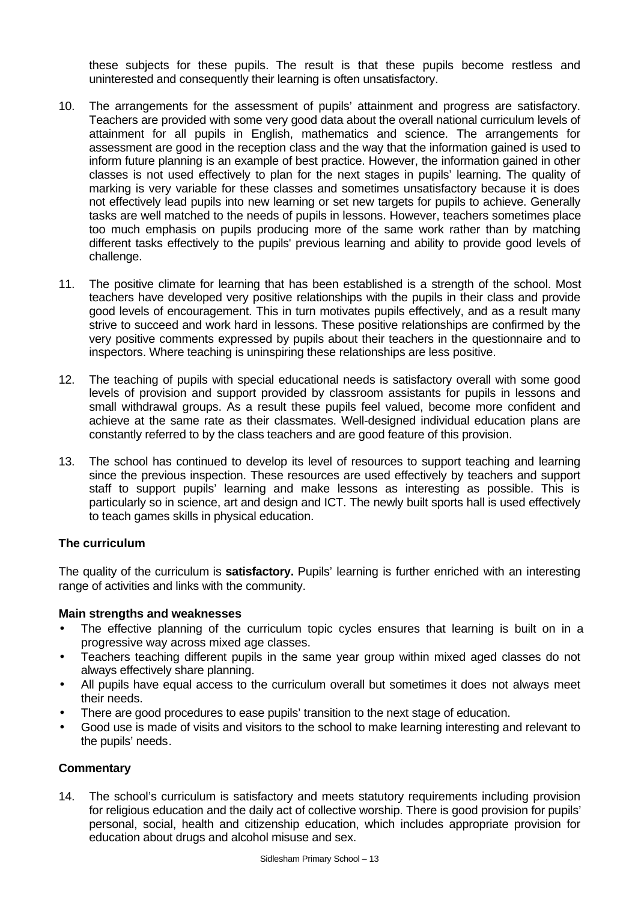these subjects for these pupils. The result is that these pupils become restless and uninterested and consequently their learning is often unsatisfactory.

10. The arrangements for the assessment of pupils' attainment and progress are satisfactory. Teachers are provided with some very good data about the overall national curriculum levels of attainment for all pupils in English, mathematics and science. The arrangements for assessment are good in the reception class and the way that the information gained is used to inform future planning is an example of best practice. However, the information gained in other classes is not used effectively to plan for the next stages in pupils' learning. The quality of marking is very variable for these classes and sometimes unsatisfactory because it is does not effectively lead pupils into new learning or set new targets for pupils to achieve. Generally tasks are well matched to the needs of pupils in lessons. However, teachers sometimes place too much emphasis on pupils producing more of the same work rather than by matching different tasks effectively to the pupils' previous learning and ability to provide good levels of challenge.

11. The positive climate for learning that has been established is a strength of the school. Most teachers have developed very positive relationships with the pupils in their class and provide good levels of encouragement. This in turn motivates pupils effectively, and as a result many strive to succeed and work hard in lessons. These positive relationships are confirmed by the very positive comments expressed by pupils about their teachers in the questionnaire and to inspectors. Where teaching is uninspiring these relationships are less positive.

12. The teaching of pupils with special educational needs is satisfactory overall with some good levels of provision and support provided by classroom assistants for pupils in lessons and small withdrawal groups. As a result these pupils feel valued, become more confident and achieve at the same rate as their classmates. Well-designed individual education plans are constantly referred to by the class teachers and are good feature of this provision.

13. The school has continued to develop its level of resources to support teaching and learning since the previous inspection. These resources are used effectively by teachers and support staff to support pupils' learning and make lessons as interesting as possible. This is particularly so in science, art and design and ICT. The newly built sports hall is used effectively to teach games skills in physical education.

### The curriculum

The quality of the curriculum is **satisfactory.** Pupils' learning is further enriched with an interesting range of activities and links with the community.

#### Main strengths and weaknesses

- The effective planning of the curriculum topic cycles ensures that learning is built on in a progressive way across mixed age classes.
- Teachers teaching different pupils in the same year group within mixed aged classes do not always effectively share planning.
- All pupils have equal access to the curriculum overall but sometimes it does not always meet their needs.
- There are good procedures to ease pupils' transition to the next stage of education.
- Good use is made of visits and visitors to the school to make learning interesting and relevant to the pupils' needs.

#### Commentary

14. The school's curriculum is satisfactory and meets statutory requirements including provision for religious education and the daily act of collective worship. There is good provision for pupils' personal, social, health and citizenship education, which includes appropriate provision for education about drugs and alcohol misuse and sex.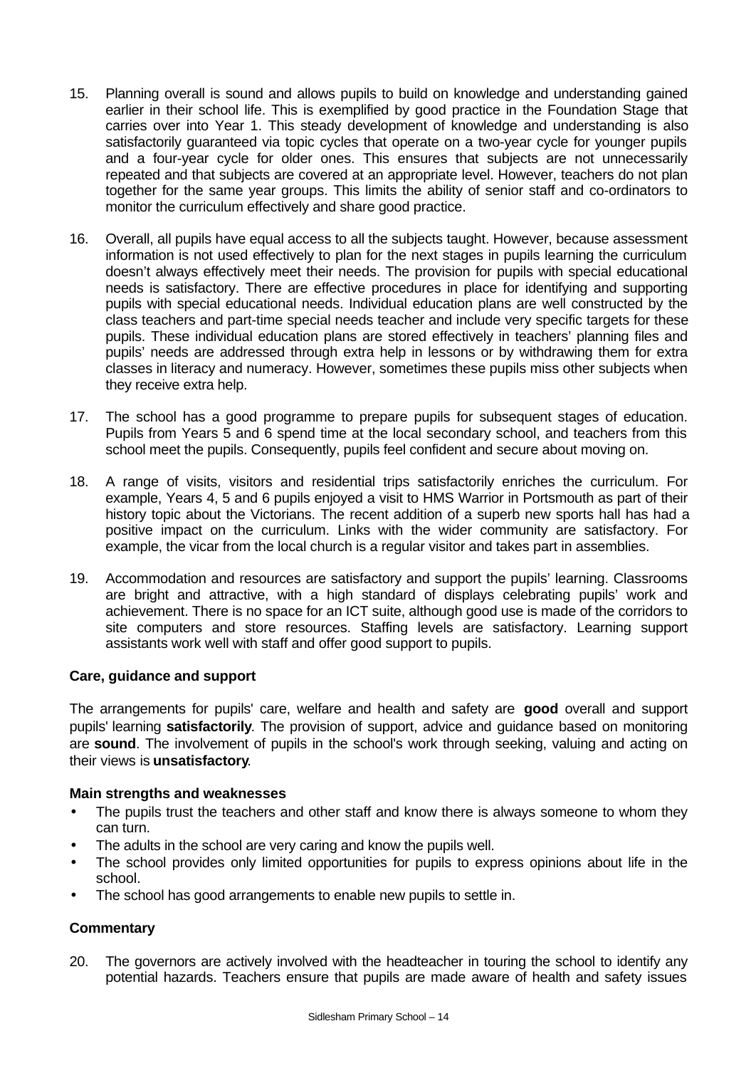15. Planning overall is sound and allows pupils to build on knowledge and understanding gained earlier in their school life. This is exemplified by good practice in the Foundation Stage that carries over into Year 1. This steady development of knowledge and understanding is also satisfactorily guaranteed via topic cycles that operate on a two-year cycle for younger pupils and a four-year cycle for older ones. This ensures that subjects are not unnecessarily repeated and that subjects are covered at an appropriate level. However, teachers do not plan together for the same year groups. This limits the ability of senior staff and co-ordinators to monitor the curriculum effectively and share good practice.

16. Overall, all pupils have equal access to all the subjects taught. However, because assessment information is not used effectively to plan for the next stages in pupils learning the curriculum doesn't always effectively meet their needs. The provision for pupils with special educational needs is satisfactory. There are effective procedures in place for identifying and supporting pupils with special educational needs. Individual education plans are well constructed by the class teachers and part-time special needs teacher and include very specific targets for these pupils. These individual education plans are stored effectively in teachers' planning files and pupils' needs are addressed through extra help in lessons or by withdrawing them for extra classes in literacy and numeracy. However, sometimes these pupils miss other subjects when they receive extra help.

17. The school has a good programme to prepare pupils for subsequent stages of education. Pupils from Years 5 and 6 spend time at the local secondary school, and teachers from this school meet the pupils. Consequently, pupils feel confident and secure about moving on.

18. A range of visits, visitors and residential trips satisfactorily enriches the curriculum. For example, Years 4, 5 and 6 pupils enjoyed a visit to HMS Warrior in Portsmouth as part of their history topic about the Victorians. The recent addition of a superb new sports hall has had a positive impact on the curriculum. Links with the wider community are satisfactory. For example, the vicar from the local church is a regular visitor and takes part in assemblies.

19. Accommodation and resources are satisfactory and support the pupils' learning. Classrooms are bright and attractive, with a high standard of displays celebrating pupils' work and achievement. There is no space for an ICT suite, although good use is made of the corridors to site computers and store resources. Staffing levels are satisfactory. Learning support assistants work well with staff and offer good support to pupils.

### Care, guidance and support

The arrangements for pupils' care, welfare and health and safety are **good** overall and support pupils' learning **satisfactorily**. The provision of support, advice and guidance based on monitoring are **sound**. The involvement of pupils in the school's work through seeking, valuing and acting on their views is **unsatisfactory**.

#### Main strengths and weaknesses

- The pupils trust the teachers and other staff and know there is always someone to whom they can turn.
- The adults in the school are very caring and know the pupils well.
- The school provides only limited opportunities for pupils to express opinions about life in the school.
- The school has good arrangements to enable new pupils to settle in.

#### Commentary

20. The governors are actively involved with the headteacher in touring the school to identify any potential hazards. Teachers ensure that pupils are made aware of health and safety issues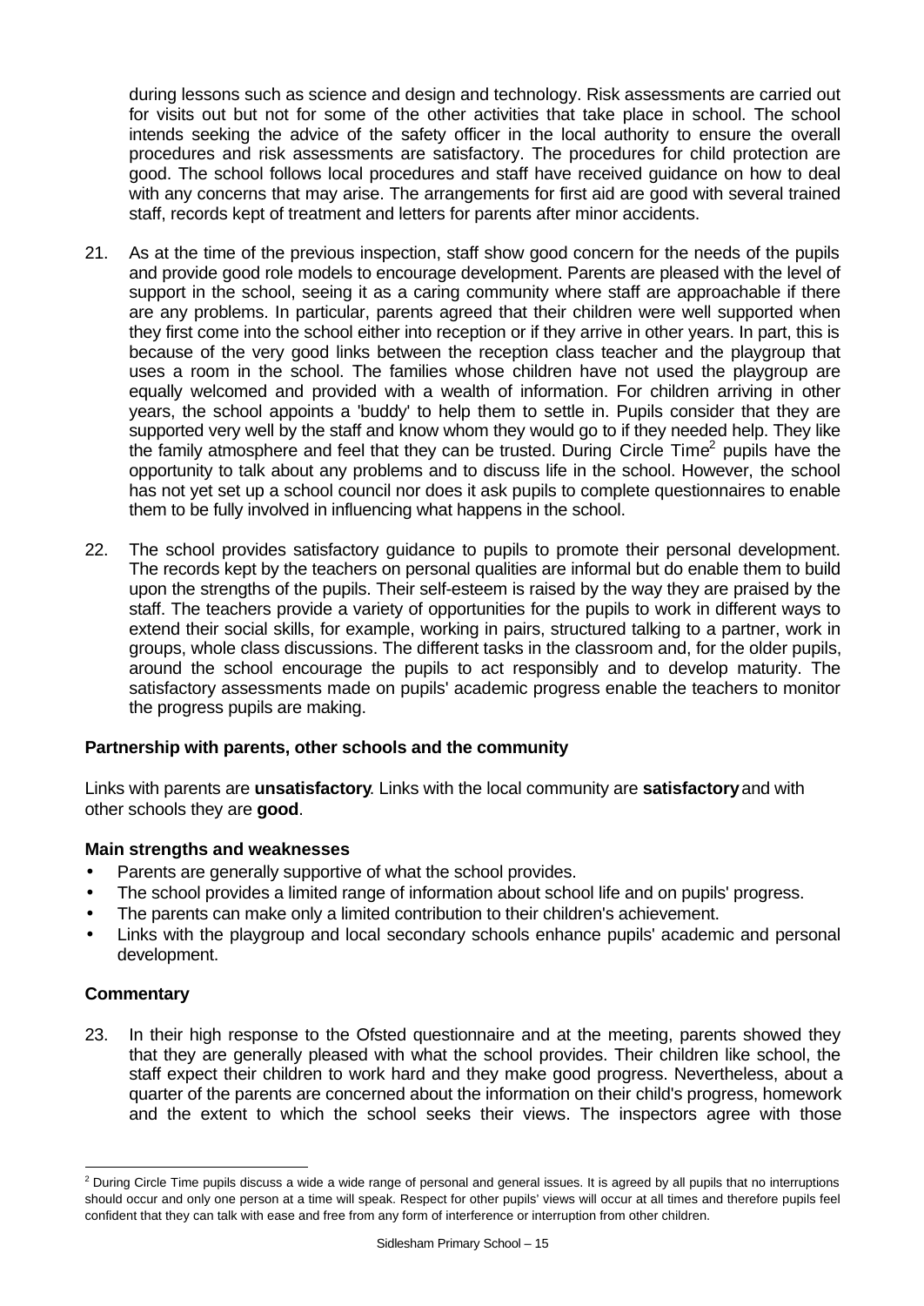during lessons such as science and design and technology. Risk assessments are carried out for visits out but not for some of the other activities that take place in school. The school intends seeking the advice of the safety officer in the local authority to ensure the overall procedures and risk assessments are satisfactory. The procedures for child protection are good. The school follows local procedures and staff have received guidance on how to deal with any concerns that may arise. The arrangements for first aid are good with several trained staff, records kept of treatment and letters for parents after minor accidents.

21. As at the time of the previous inspection, staff show good concern for the needs of the pupils and provide good role models to encourage development. Parents are pleased with the level of support in the school, seeing it as a caring community where staff are approachable if there are any problems. In particular, parents agreed that their children were well supported when they first come into the school either into reception or if they arrive in other years. In part, this is because of the very good links between the reception class teacher and the playgroup that uses a room in the school. The families whose children have not used the playgroup are equally welcomed and provided with a wealth of information. For children arriving in other years, the school appoints a 'buddy' to help them to settle in. Pupils consider that they are supported very well by the staff and know whom they would go to if they needed help. They like the family atmosphere and feel that they can be trusted. During Circle Time[2] pupils have the opportunity to talk about any problems and to discuss life in the school. However, the school has not yet set up a school council nor does it ask pupils to complete questionnaires to enable them to be fully involved in influencing what happens in the school.

22. The school provides satisfactory guidance to pupils to promote their personal development. The records kept by the teachers on personal qualities are informal but do enable them to build upon the strengths of the pupils. Their self-esteem is raised by the way they are praised by the staff. The teachers provide a variety of opportunities for the pupils to work in different ways to extend their social skills, for example, working in pairs, structured talking to a partner, work in groups, whole class discussions. The different tasks in the classroom and, for the older pupils, around the school encourage the pupils to act responsibly and to develop maturity. The satisfactory assessments made on pupils' academic progress enable the teachers to monitor the progress pupils are making.

### Partnership with parents, other schools and the community

Links with parents are **unsatisfactory**. Links with the local community are **satisfactory** and with other schools they are **good**.

#### Main strengths and weaknesses

- Parents are generally supportive of what the school provides.
- The school provides a limited range of information about school life and on pupils' progress.
- The parents can make only a limited contribution to their children's achievement.
- Links with the playgroup and local secondary schools enhance pupils' academic and personal development.

#### Commentary

23. In their high response to the Ofsted questionnaire and at the meeting, parents showed they that they are generally pleased with what the school provides. Their children like school, the staff expect their children to work hard and they make good progress. Nevertheless, about a quarter of the parents are concerned about the information on their child's progress, homework and the extent to which the school seeks their views. The inspectors agree with those

[2] During Circle Time pupils discuss a wide a wide range of personal and general issues. It is agreed by all pupils that no interruptions should occur and only one person at a time will speak. Respect for other pupils' views will occur at all times and therefore pupils feel confident that they can talk with ease and free from any form of interference or interruption from other children.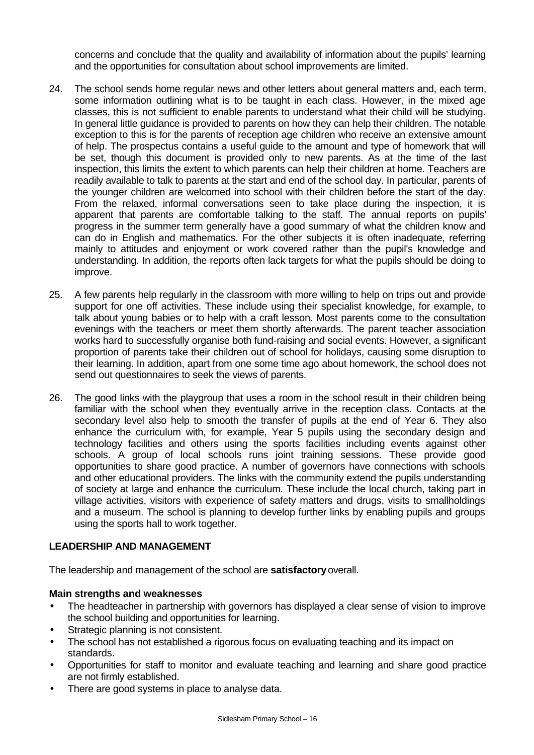concerns and conclude that the quality and availability of information about the pupils' learning and the opportunities for consultation about school improvements are limited.

24. The school sends home regular news and other letters about general matters and, each term, some information outlining what is to be taught in each class. However, in the mixed age classes, this is not sufficient to enable parents to understand what their child will be studying. In general little guidance is provided to parents on how they can help their children. The notable exception to this is for the parents of reception age children who receive an extensive amount of help. The prospectus contains a useful guide to the amount and type of homework that will be set, though this document is provided only to new parents. As at the time of the last inspection, this limits the extent to which parents can help their children at home. Teachers are readily available to talk to parents at the start and end of the school day. In particular, parents of the younger children are welcomed into school with their children before the start of the day. From the relaxed, informal conversations seen to take place during the inspection, it is apparent that parents are comfortable talking to the staff. The annual reports on pupils' progress in the summer term generally have a good summary of what the children know and can do in English and mathematics. For the other subjects it is often inadequate, referring mainly to attitudes and enjoyment or work covered rather than the pupil's knowledge and understanding. In addition, the reports often lack targets for what the pupils should be doing to improve.

25. A few parents help regularly in the classroom with more willing to help on trips out and provide support for one off activities. These include using their specialist knowledge, for example, to talk about young babies or to help with a craft lesson. Most parents come to the consultation evenings with the teachers or meet them shortly afterwards. The parent teacher association works hard to successfully organise both fund-raising and social events. However, a significant proportion of parents take their children out of school for holidays, causing some disruption to their learning. In addition, apart from one some time ago about homework, the school does not send out questionnaires to seek the views of parents.

26. The good links with the playgroup that uses a room in the school result in their children being familiar with the school when they eventually arrive in the reception class. Contacts at the secondary level also help to smooth the transfer of pupils at the end of Year 6. They also enhance the curriculum with, for example, Year 5 pupils using the secondary design and technology facilities and others using the sports facilities including events against other schools. A group of local schools runs joint training sessions. These provide good opportunities to share good practice. A number of governors have connections with schools and other educational providers. The links with the community extend the pupils understanding of society at large and enhance the curriculum. These include the local church, taking part in village activities, visitors with experience of safety matters and drugs, visits to smallholdings and a museum. The school is planning to develop further links by enabling pupils and groups using the sports hall to work together.

## LEADERSHIP AND MANAGEMENT

The leadership and management of the school are **satisfactory** overall.

### Main strengths and weaknesses

- The headteacher in partnership with governors has displayed a clear sense of vision to improve the school building and opportunities for learning.
- Strategic planning is not consistent.
- The school has not established a rigorous focus on evaluating teaching and its impact on standards.
- Opportunities for staff to monitor and evaluate teaching and learning and share good practice are not firmly established.
- There are good systems in place to analyse data.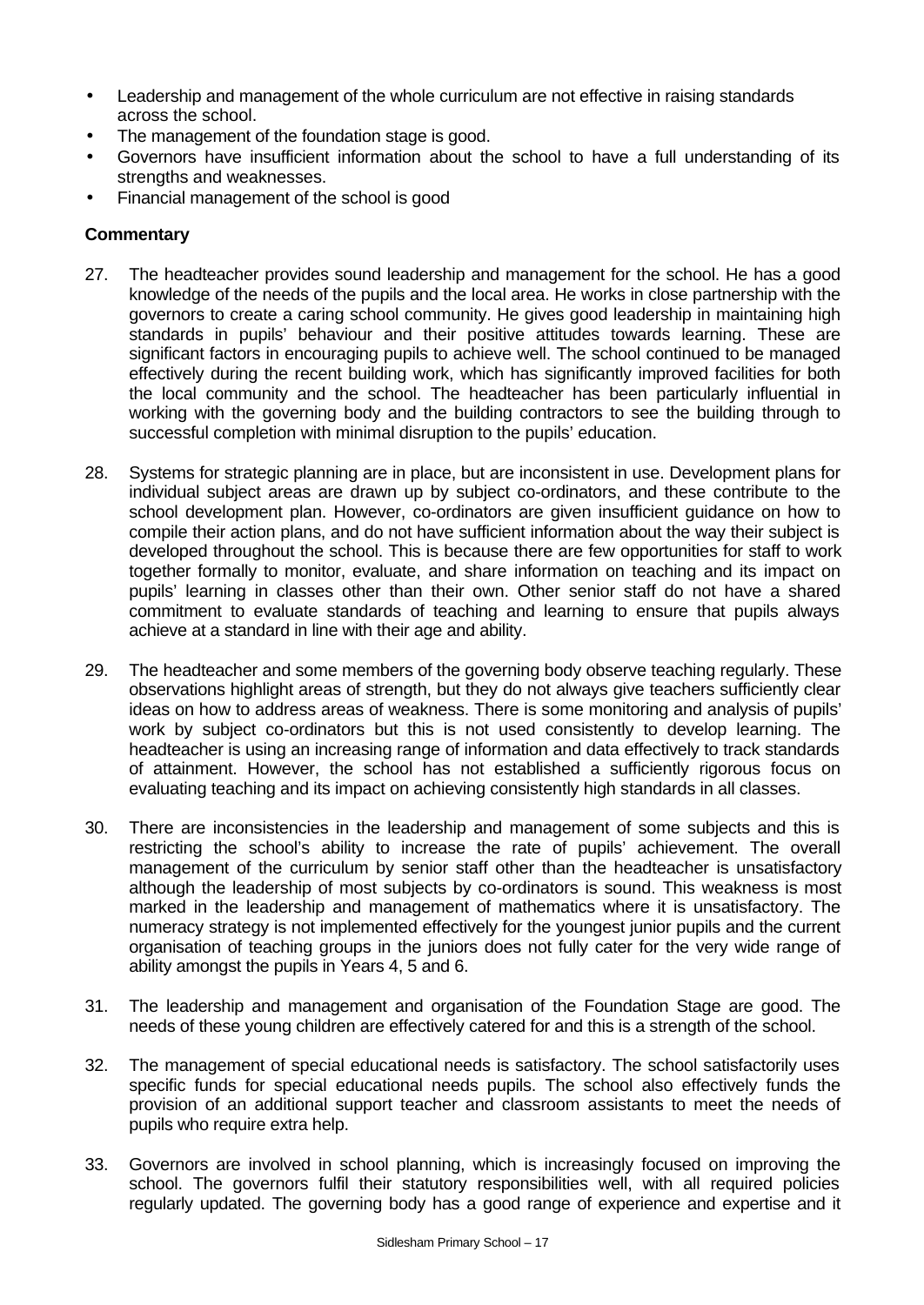- Leadership and management of the whole curriculum are not effective in raising standards across the school.
- The management of the foundation stage is good.
- Governors have insufficient information about the school to have a full understanding of its strengths and weaknesses.
- Financial management of the school is good

**Commentary**

27. The headteacher provides sound leadership and management for the school. He has a good knowledge of the needs of the pupils and the local area. He works in close partnership with the governors to create a caring school community. He gives good leadership in maintaining high standards in pupils' behaviour and their positive attitudes towards learning. These are significant factors in encouraging pupils to achieve well. The school continued to be managed effectively during the recent building work, which has significantly improved facilities for both the local community and the school. The headteacher has been particularly influential in working with the governing body and the building contractors to see the building through to successful completion with minimal disruption to the pupils' education.

28. Systems for strategic planning are in place, but are inconsistent in use. Development plans for individual subject areas are drawn up by subject co-ordinators, and these contribute to the school development plan. However, co-ordinators are given insufficient guidance on how to compile their action plans, and do not have sufficient information about the way their subject is developed throughout the school. This is because there are few opportunities for staff to work together formally to monitor, evaluate, and share information on teaching and its impact on pupils' learning in classes other than their own. Other senior staff do not have a shared commitment to evaluate standards of teaching and learning to ensure that pupils always achieve at a standard in line with their age and ability.

29. The headteacher and some members of the governing body observe teaching regularly. These observations highlight areas of strength, but they do not always give teachers sufficiently clear ideas on how to address areas of weakness. There is some monitoring and analysis of pupils' work by subject co-ordinators but this is not used consistently to develop learning. The headteacher is using an increasing range of information and data effectively to track standards of attainment. However, the school has not established a sufficiently rigorous focus on evaluating teaching and its impact on achieving consistently high standards in all classes.

30. There are inconsistencies in the leadership and management of some subjects and this is restricting the school's ability to increase the rate of pupils' achievement. The overall management of the curriculum by senior staff other than the headteacher is unsatisfactory although the leadership of most subjects by co-ordinators is sound. This weakness is most marked in the leadership and management of mathematics where it is unsatisfactory. The numeracy strategy is not implemented effectively for the youngest junior pupils and the current organisation of teaching groups in the juniors does not fully cater for the very wide range of ability amongst the pupils in Years 4, 5 and 6.

31. The leadership and management and organisation of the Foundation Stage are good. The needs of these young children are effectively catered for and this is a strength of the school.

32. The management of special educational needs is satisfactory. The school satisfactorily uses specific funds for special educational needs pupils. The school also effectively funds the provision of an additional support teacher and classroom assistants to meet the needs of pupils who require extra help.

33. Governors are involved in school planning, which is increasingly focused on improving the school. The governors fulfil their statutory responsibilities well, with all required policies regularly updated. The governing body has a good range of experience and expertise and it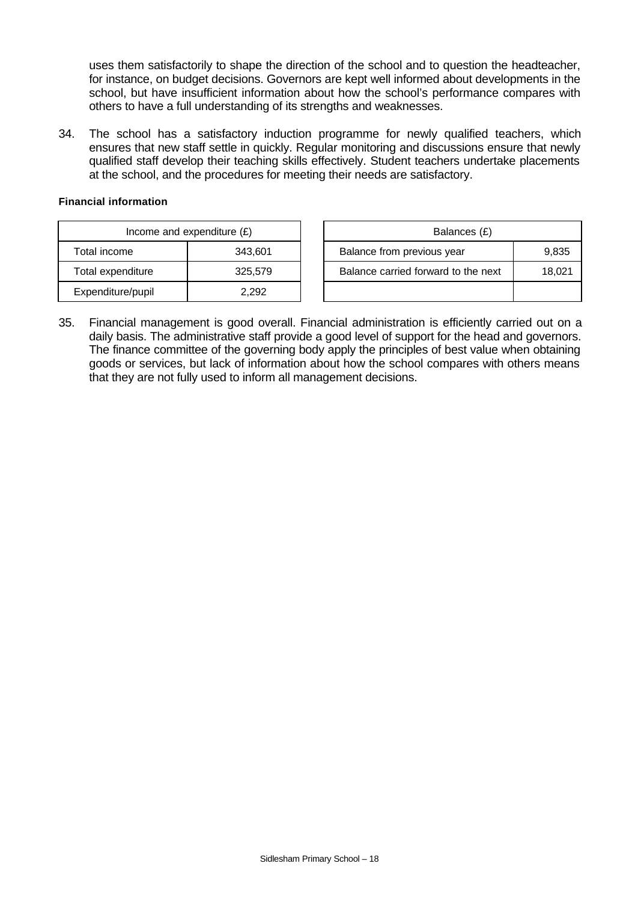uses them satisfactorily to shape the direction of the school and to question the headteacher, for instance, on budget decisions. Governors are kept well informed about developments in the school, but have insufficient information about how the school's performance compares with others to have a full understanding of its strengths and weaknesses.

34. The school has a satisfactory induction programme for newly qualified teachers, which ensures that new staff settle in quickly. Regular monitoring and discussions ensure that newly qualified staff develop their teaching skills effectively. Student teachers undertake placements at the school, and the procedures for meeting their needs are satisfactory.

**Financial information**

| Income and expenditure (£) | |
|---|---|
| Total income | 343,601 |
| Total expenditure | 325,579 |
| Expenditure/pupil | 2,292 |

| Balances (£) | |
|---|---|
| Balance from previous year | 9,835 |
| Balance carried forward to the next | 18,021 |
| | |

35. Financial management is good overall. Financial administration is efficiently carried out on a daily basis. The administrative staff provide a good level of support for the head and governors. The finance committee of the governing body apply the principles of best value when obtaining goods or services, but lack of information about how the school compares with others means that they are not fully used to inform all management decisions.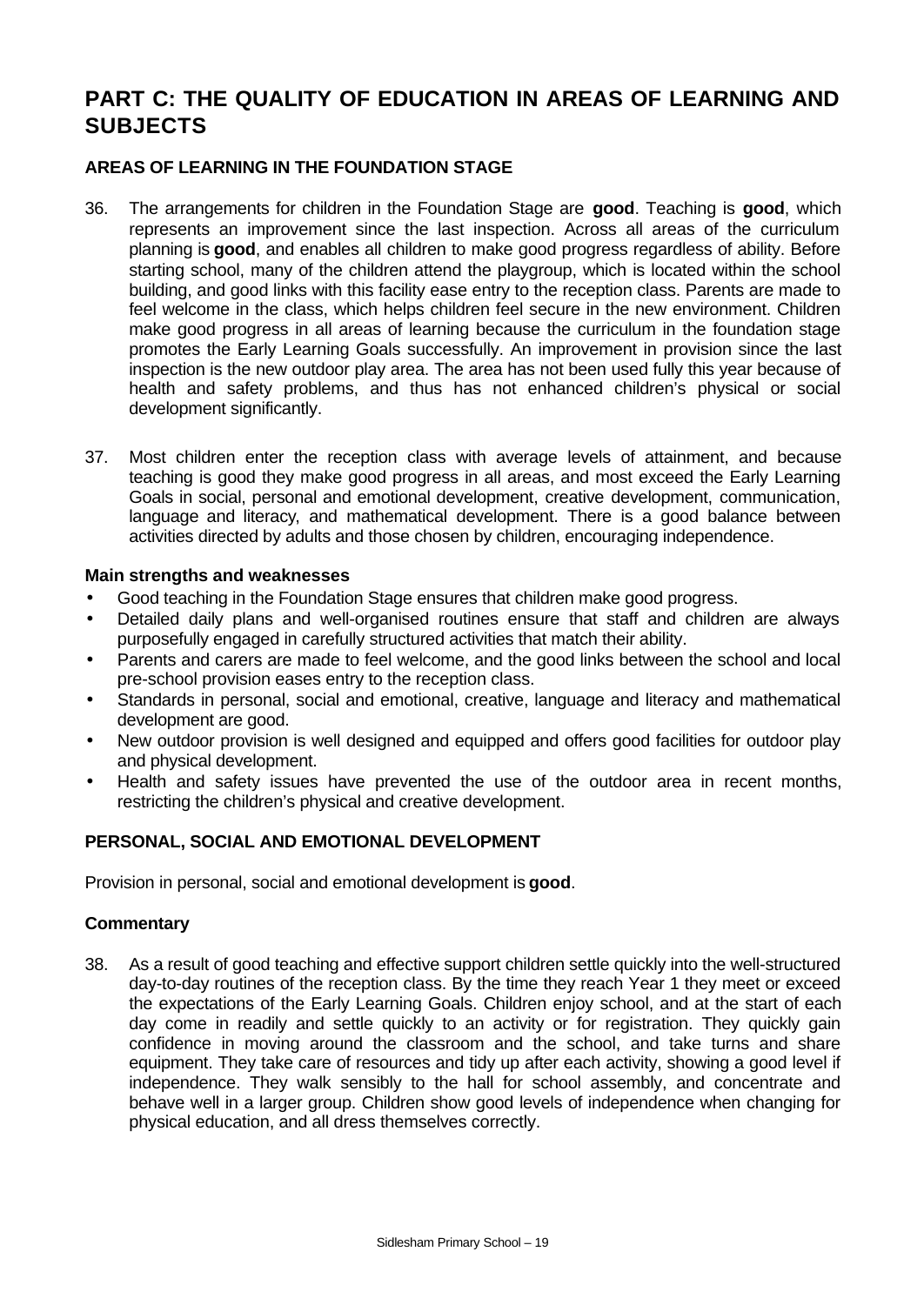# PART C: THE QUALITY OF EDUCATION IN AREAS OF LEARNING AND SUBJECTS

## AREAS OF LEARNING IN THE FOUNDATION STAGE

36. The arrangements for children in the Foundation Stage are **good**. Teaching is **good**, which represents an improvement since the last inspection. Across all areas of the curriculum planning is **good**, and enables all children to make good progress regardless of ability. Before starting school, many of the children attend the playgroup, which is located within the school building, and good links with this facility ease entry to the reception class. Parents are made to feel welcome in the class, which helps children feel secure in the new environment. Children make good progress in all areas of learning because the curriculum in the foundation stage promotes the Early Learning Goals successfully. An improvement in provision since the last inspection is the new outdoor play area. The area has not been used fully this year because of health and safety problems, and thus has not enhanced children's physical or social development significantly.

37. Most children enter the reception class with average levels of attainment, and because teaching is good they make good progress in all areas, and most exceed the Early Learning Goals in social, personal and emotional development, creative development, communication, language and literacy, and mathematical development. There is a good balance between activities directed by adults and those chosen by children, encouraging independence.

### Main strengths and weaknesses

- Good teaching in the Foundation Stage ensures that children make good progress.
- Detailed daily plans and well-organised routines ensure that staff and children are always purposefully engaged in carefully structured activities that match their ability.
- Parents and carers are made to feel welcome, and the good links between the school and local pre-school provision eases entry to the reception class.
- Standards in personal, social and emotional, creative, language and literacy and mathematical development are good.
- New outdoor provision is well designed and equipped and offers good facilities for outdoor play and physical development.
- Health and safety issues have prevented the use of the outdoor area in recent months, restricting the children's physical and creative development.

## PERSONAL, SOCIAL AND EMOTIONAL DEVELOPMENT

Provision in personal, social and emotional development is **good**.

### Commentary

38. As a result of good teaching and effective support children settle quickly into the well-structured day-to-day routines of the reception class. By the time they reach Year 1 they meet or exceed the expectations of the Early Learning Goals. Children enjoy school, and at the start of each day come in readily and settle quickly to an activity or for registration. They quickly gain confidence in moving around the classroom and the school, and take turns and share equipment. They take care of resources and tidy up after each activity, showing a good level if independence. They walk sensibly to the hall for school assembly, and concentrate and behave well in a larger group. Children show good levels of independence when changing for physical education, and all dress themselves correctly.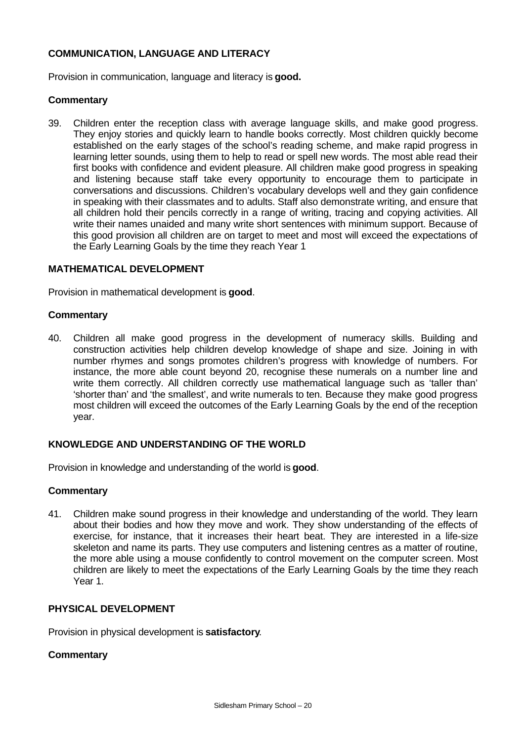### COMMUNICATION, LANGUAGE AND LITERACY

Provision in communication, language and literacy is **good.**

#### Commentary

39. Children enter the reception class with average language skills, and make good progress. They enjoy stories and quickly learn to handle books correctly. Most children quickly become established on the early stages of the school's reading scheme, and make rapid progress in learning letter sounds, using them to help to read or spell new words. The most able read their first books with confidence and evident pleasure. All children make good progress in speaking and listening because staff take every opportunity to encourage them to participate in conversations and discussions. Children's vocabulary develops well and they gain confidence in speaking with their classmates and to adults. Staff also demonstrate writing, and ensure that all children hold their pencils correctly in a range of writing, tracing and copying activities. All write their names unaided and many write short sentences with minimum support. Because of this good provision all children are on target to meet and most will exceed the expectations of the Early Learning Goals by the time they reach Year 1

### MATHEMATICAL DEVELOPMENT

Provision in mathematical development is **good**.

#### Commentary

40. Children all make good progress in the development of numeracy skills. Building and construction activities help children develop knowledge of shape and size. Joining in with number rhymes and songs promotes children's progress with knowledge of numbers. For instance, the more able count beyond 20, recognise these numerals on a number line and write them correctly. All children correctly use mathematical language such as 'taller than' 'shorter than' and 'the smallest', and write numerals to ten. Because they make good progress most children will exceed the outcomes of the Early Learning Goals by the end of the reception year.

### KNOWLEDGE AND UNDERSTANDING OF THE WORLD

Provision in knowledge and understanding of the world is **good**.

#### Commentary

41. Children make sound progress in their knowledge and understanding of the world. They learn about their bodies and how they move and work. They show understanding of the effects of exercise, for instance, that it increases their heart beat. They are interested in a life-size skeleton and name its parts. They use computers and listening centres as a matter of routine, the more able using a mouse confidently to control movement on the computer screen. Most children are likely to meet the expectations of the Early Learning Goals by the time they reach Year 1.

### PHYSICAL DEVELOPMENT

Provision in physical development is **satisfactory**.

#### Commentary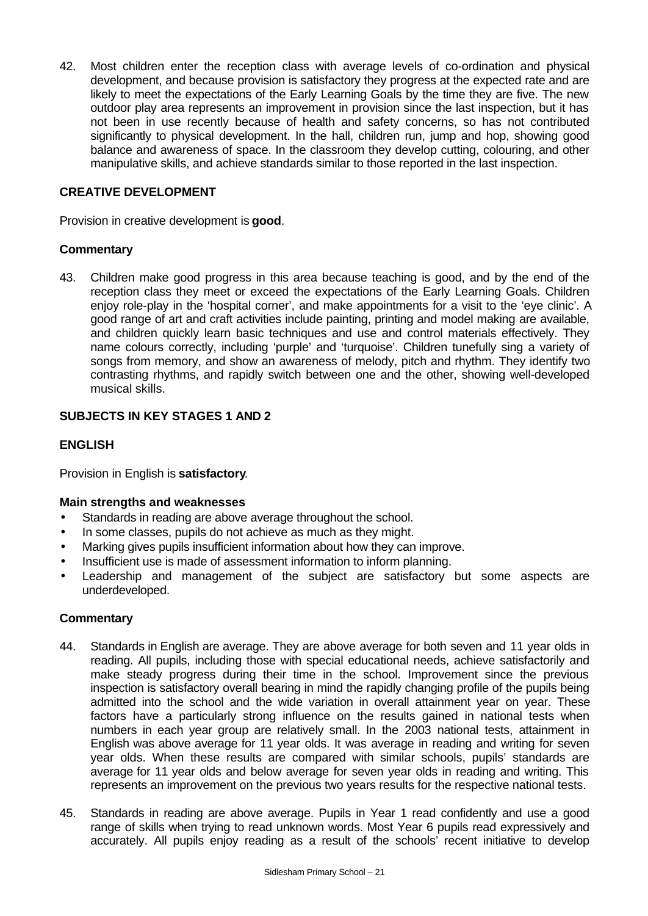42. Most children enter the reception class with average levels of co-ordination and physical development, and because provision is satisfactory they progress at the expected rate and are likely to meet the expectations of the Early Learning Goals by the time they are five. The new outdoor play area represents an improvement in provision since the last inspection, but it has not been in use recently because of health and safety concerns, so has not contributed significantly to physical development. In the hall, children run, jump and hop, showing good balance and awareness of space. In the classroom they develop cutting, colouring, and other manipulative skills, and achieve standards similar to those reported in the last inspection.

### CREATIVE DEVELOPMENT

Provision in creative development is **good**.

#### Commentary

43. Children make good progress in this area because teaching is good, and by the end of the reception class they meet or exceed the expectations of the Early Learning Goals. Children enjoy role-play in the 'hospital corner', and make appointments for a visit to the 'eye clinic'. A good range of art and craft activities include painting, printing and model making are available, and children quickly learn basic techniques and use and control materials effectively. They name colours correctly, including 'purple' and 'turquoise'. Children tunefully sing a variety of songs from memory, and show an awareness of melody, pitch and rhythm. They identify two contrasting rhythms, and rapidly switch between one and the other, showing well-developed musical skills.

## SUBJECTS IN KEY STAGES 1 AND 2

### ENGLISH

Provision in English is **satisfactory**.

#### Main strengths and weaknesses

- Standards in reading are above average throughout the school.
- In some classes, pupils do not achieve as much as they might.
- Marking gives pupils insufficient information about how they can improve.
- Insufficient use is made of assessment information to inform planning.
- Leadership and management of the subject are satisfactory but some aspects are underdeveloped.

#### Commentary

44. Standards in English are average. They are above average for both seven and 11 year olds in reading. All pupils, including those with special educational needs, achieve satisfactorily and make steady progress during their time in the school. Improvement since the previous inspection is satisfactory overall bearing in mind the rapidly changing profile of the pupils being admitted into the school and the wide variation in overall attainment year on year. These factors have a particularly strong influence on the results gained in national tests when numbers in each year group are relatively small. In the 2003 national tests, attainment in English was above average for 11 year olds. It was average in reading and writing for seven year olds. When these results are compared with similar schools, pupils' standards are average for 11 year olds and below average for seven year olds in reading and writing. This represents an improvement on the previous two years results for the respective national tests.

45. Standards in reading are above average. Pupils in Year 1 read confidently and use a good range of skills when trying to read unknown words. Most Year 6 pupils read expressively and accurately. All pupils enjoy reading as a result of the schools' recent initiative to develop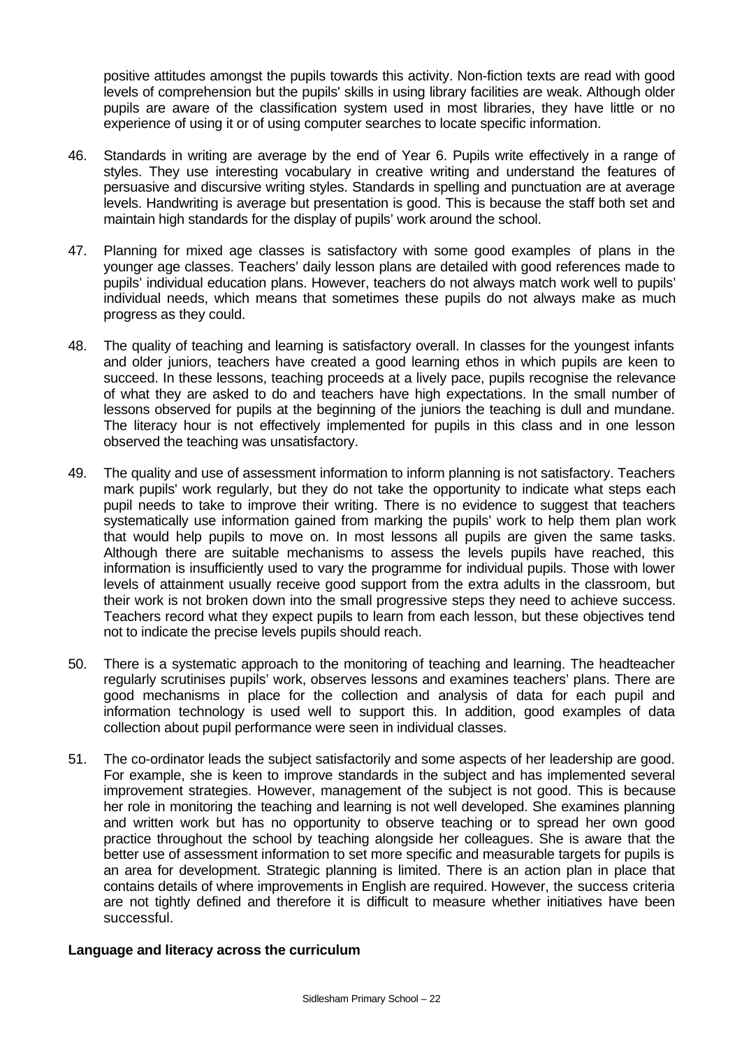positive attitudes amongst the pupils towards this activity. Non-fiction texts are read with good levels of comprehension but the pupils' skills in using library facilities are weak. Although older pupils are aware of the classification system used in most libraries, they have little or no experience of using it or of using computer searches to locate specific information.

46. Standards in writing are average by the end of Year 6. Pupils write effectively in a range of styles. They use interesting vocabulary in creative writing and understand the features of persuasive and discursive writing styles. Standards in spelling and punctuation are at average levels. Handwriting is average but presentation is good. This is because the staff both set and maintain high standards for the display of pupils' work around the school.

47. Planning for mixed age classes is satisfactory with some good examples of plans in the younger age classes. Teachers' daily lesson plans are detailed with good references made to pupils' individual education plans. However, teachers do not always match work well to pupils' individual needs, which means that sometimes these pupils do not always make as much progress as they could.

48. The quality of teaching and learning is satisfactory overall. In classes for the youngest infants and older juniors, teachers have created a good learning ethos in which pupils are keen to succeed. In these lessons, teaching proceeds at a lively pace, pupils recognise the relevance of what they are asked to do and teachers have high expectations. In the small number of lessons observed for pupils at the beginning of the juniors the teaching is dull and mundane. The literacy hour is not effectively implemented for pupils in this class and in one lesson observed the teaching was unsatisfactory.

49. The quality and use of assessment information to inform planning is not satisfactory. Teachers mark pupils' work regularly, but they do not take the opportunity to indicate what steps each pupil needs to take to improve their writing. There is no evidence to suggest that teachers systematically use information gained from marking the pupils' work to help them plan work that would help pupils to move on. In most lessons all pupils are given the same tasks. Although there are suitable mechanisms to assess the levels pupils have reached, this information is insufficiently used to vary the programme for individual pupils. Those with lower levels of attainment usually receive good support from the extra adults in the classroom, but their work is not broken down into the small progressive steps they need to achieve success. Teachers record what they expect pupils to learn from each lesson, but these objectives tend not to indicate the precise levels pupils should reach.

50. There is a systematic approach to the monitoring of teaching and learning. The headteacher regularly scrutinises pupils' work, observes lessons and examines teachers' plans. There are good mechanisms in place for the collection and analysis of data for each pupil and information technology is used well to support this. In addition, good examples of data collection about pupil performance were seen in individual classes.

51. The co-ordinator leads the subject satisfactorily and some aspects of her leadership are good. For example, she is keen to improve standards in the subject and has implemented several improvement strategies. However, management of the subject is not good. This is because her role in monitoring the teaching and learning is not well developed. She examines planning and written work but has no opportunity to observe teaching or to spread her own good practice throughout the school by teaching alongside her colleagues. She is aware that the better use of assessment information to set more specific and measurable targets for pupils is an area for development. Strategic planning is limited. There is an action plan in place that contains details of where improvements in English are required. However, the success criteria are not tightly defined and therefore it is difficult to measure whether initiatives have been successful.

**Language and literacy across the curriculum**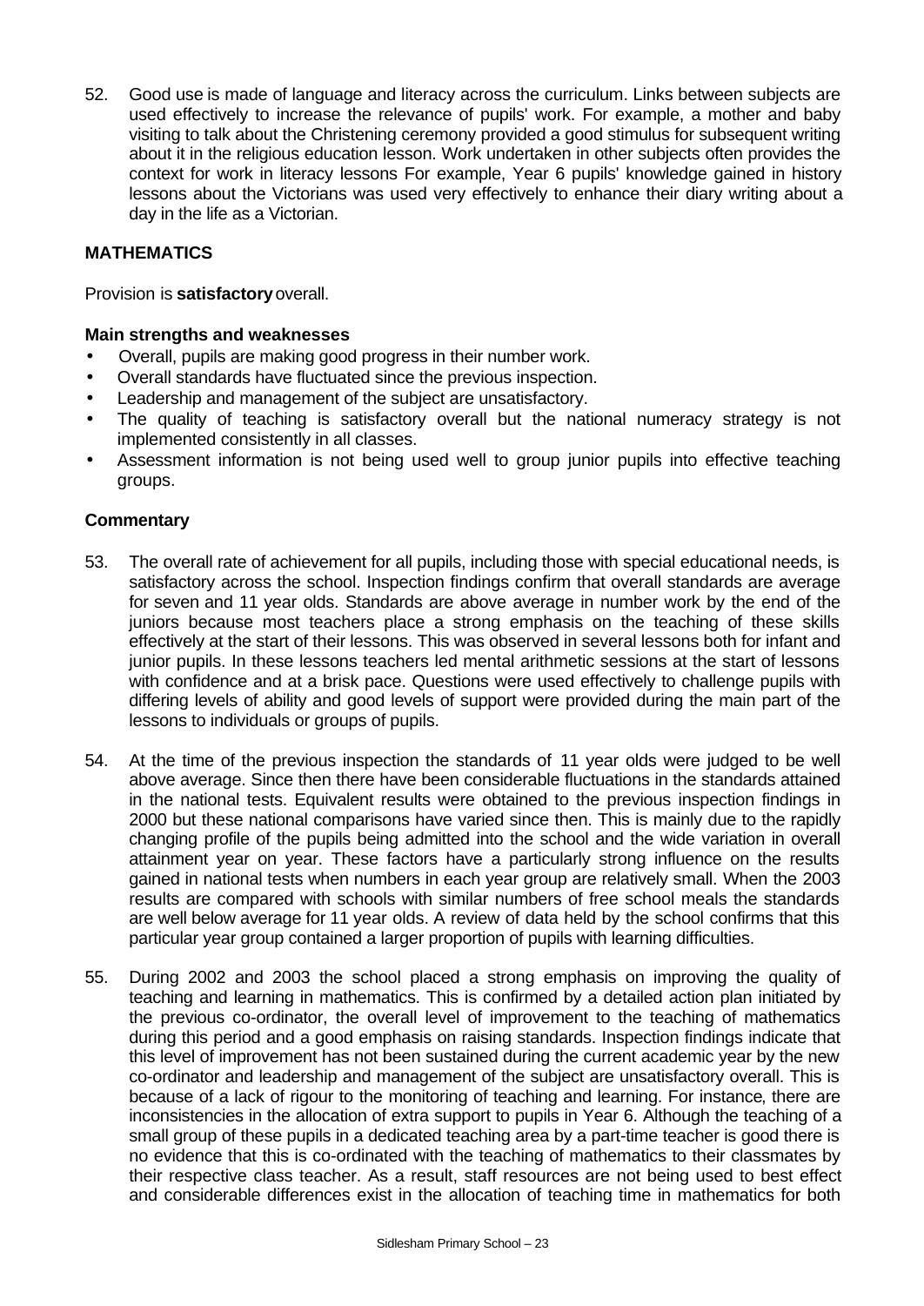52. Good use is made of language and literacy across the curriculum. Links between subjects are used effectively to increase the relevance of pupils' work. For example, a mother and baby visiting to talk about the Christening ceremony provided a good stimulus for subsequent writing about it in the religious education lesson. Work undertaken in other subjects often provides the context for work in literacy lessons For example, Year 6 pupils' knowledge gained in history lessons about the Victorians was used very effectively to enhance their diary writing about a day in the life as a Victorian.

## MATHEMATICS

Provision is **satisfactory** overall.

### Main strengths and weaknesses

- Overall, pupils are making good progress in their number work.
- Overall standards have fluctuated since the previous inspection.
- Leadership and management of the subject are unsatisfactory.
- The quality of teaching is satisfactory overall but the national numeracy strategy is not implemented consistently in all classes.
- Assessment information is not being used well to group junior pupils into effective teaching groups.

### Commentary

53. The overall rate of achievement for all pupils, including those with special educational needs, is satisfactory across the school. Inspection findings confirm that overall standards are average for seven and 11 year olds. Standards are above average in number work by the end of the juniors because most teachers place a strong emphasis on the teaching of these skills effectively at the start of their lessons. This was observed in several lessons both for infant and junior pupils. In these lessons teachers led mental arithmetic sessions at the start of lessons with confidence and at a brisk pace. Questions were used effectively to challenge pupils with differing levels of ability and good levels of support were provided during the main part of the lessons to individuals or groups of pupils.

54. At the time of the previous inspection the standards of 11 year olds were judged to be well above average. Since then there have been considerable fluctuations in the standards attained in the national tests. Equivalent results were obtained to the previous inspection findings in 2000 but these national comparisons have varied since then. This is mainly due to the rapidly changing profile of the pupils being admitted into the school and the wide variation in overall attainment year on year. These factors have a particularly strong influence on the results gained in national tests when numbers in each year group are relatively small. When the 2003 results are compared with schools with similar numbers of free school meals the standards are well below average for 11 year olds. A review of data held by the school confirms that this particular year group contained a larger proportion of pupils with learning difficulties.

55. During 2002 and 2003 the school placed a strong emphasis on improving the quality of teaching and learning in mathematics. This is confirmed by a detailed action plan initiated by the previous co-ordinator, the overall level of improvement to the teaching of mathematics during this period and a good emphasis on raising standards. Inspection findings indicate that this level of improvement has not been sustained during the current academic year by the new co-ordinator and leadership and management of the subject are unsatisfactory overall. This is because of a lack of rigour to the monitoring of teaching and learning. For instance, there are inconsistencies in the allocation of extra support to pupils in Year 6. Although the teaching of a small group of these pupils in a dedicated teaching area by a part-time teacher is good there is no evidence that this is co-ordinated with the teaching of mathematics to their classmates by their respective class teacher. As a result, staff resources are not being used to best effect and considerable differences exist in the allocation of teaching time in mathematics for both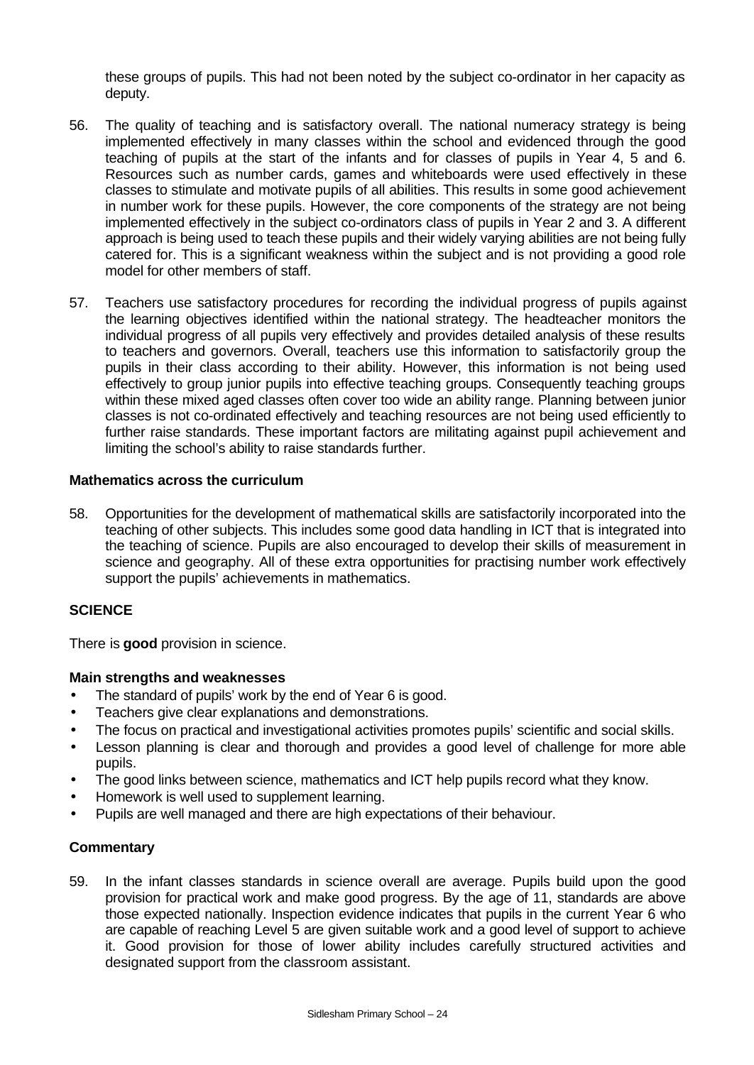these groups of pupils. This had not been noted by the subject co-ordinator in her capacity as deputy.

56. The quality of teaching and is satisfactory overall. The national numeracy strategy is being implemented effectively in many classes within the school and evidenced through the good teaching of pupils at the start of the infants and for classes of pupils in Year 4, 5 and 6. Resources such as number cards, games and whiteboards were used effectively in these classes to stimulate and motivate pupils of all abilities. This results in some good achievement in number work for these pupils. However, the core components of the strategy are not being implemented effectively in the subject co-ordinators class of pupils in Year 2 and 3. A different approach is being used to teach these pupils and their widely varying abilities are not being fully catered for. This is a significant weakness within the subject and is not providing a good role model for other members of staff.

57. Teachers use satisfactory procedures for recording the individual progress of pupils against the learning objectives identified within the national strategy. The headteacher monitors the individual progress of all pupils very effectively and provides detailed analysis of these results to teachers and governors. Overall, teachers use this information to satisfactorily group the pupils in their class according to their ability. However, this information is not being used effectively to group junior pupils into effective teaching groups. Consequently teaching groups within these mixed aged classes often cover too wide an ability range. Planning between junior classes is not co-ordinated effectively and teaching resources are not being used efficiently to further raise standards. These important factors are militating against pupil achievement and limiting the school's ability to raise standards further.

**Mathematics across the curriculum**

58. Opportunities for the development of mathematical skills are satisfactorily incorporated into the teaching of other subjects. This includes some good data handling in ICT that is integrated into the teaching of science. Pupils are also encouraged to develop their skills of measurement in science and geography. All of these extra opportunities for practising number work effectively support the pupils' achievements in mathematics.

## SCIENCE

There is **good** provision in science.

**Main strengths and weaknesses**

- The standard of pupils' work by the end of Year 6 is good.
- Teachers give clear explanations and demonstrations.
- The focus on practical and investigational activities promotes pupils' scientific and social skills.
- Lesson planning is clear and thorough and provides a good level of challenge for more able pupils.
- The good links between science, mathematics and ICT help pupils record what they know.
- Homework is well used to supplement learning.
- Pupils are well managed and there are high expectations of their behaviour.

**Commentary**

59. In the infant classes standards in science overall are average. Pupils build upon the good provision for practical work and make good progress. By the age of 11, standards are above those expected nationally. Inspection evidence indicates that pupils in the current Year 6 who are capable of reaching Level 5 are given suitable work and a good level of support to achieve it. Good provision for those of lower ability includes carefully structured activities and designated support from the classroom assistant.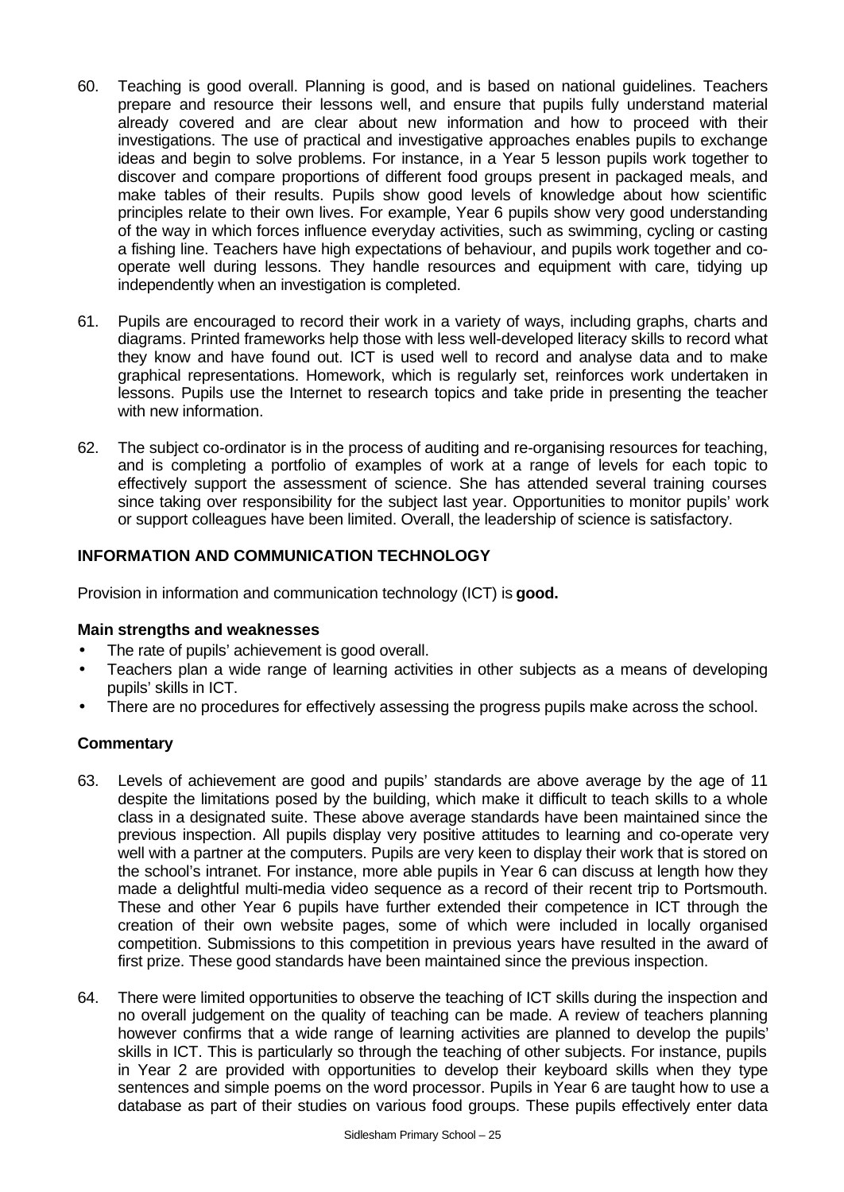60. Teaching is good overall. Planning is good, and is based on national guidelines. Teachers prepare and resource their lessons well, and ensure that pupils fully understand material already covered and are clear about new information and how to proceed with their investigations. The use of practical and investigative approaches enables pupils to exchange ideas and begin to solve problems. For instance, in a Year 5 lesson pupils work together to discover and compare proportions of different food groups present in packaged meals, and make tables of their results. Pupils show good levels of knowledge about how scientific principles relate to their own lives. For example, Year 6 pupils show very good understanding of the way in which forces influence everyday activities, such as swimming, cycling or casting a fishing line. Teachers have high expectations of behaviour, and pupils work together and co-operate well during lessons. They handle resources and equipment with care, tidying up independently when an investigation is completed.

61. Pupils are encouraged to record their work in a variety of ways, including graphs, charts and diagrams. Printed frameworks help those with less well-developed literacy skills to record what they know and have found out. ICT is used well to record and analyse data and to make graphical representations. Homework, which is regularly set, reinforces work undertaken in lessons. Pupils use the Internet to research topics and take pride in presenting the teacher with new information.

62. The subject co-ordinator is in the process of auditing and re-organising resources for teaching, and is completing a portfolio of examples of work at a range of levels for each topic to effectively support the assessment of science. She has attended several training courses since taking over responsibility for the subject last year. Opportunities to monitor pupils' work or support colleagues have been limited. Overall, the leadership of science is satisfactory.

## INFORMATION AND COMMUNICATION TECHNOLOGY

Provision in information and communication technology (ICT) is **good.**

### Main strengths and weaknesses

- The rate of pupils' achievement is good overall.
- Teachers plan a wide range of learning activities in other subjects as a means of developing pupils' skills in ICT.
- There are no procedures for effectively assessing the progress pupils make across the school.

### Commentary

63. Levels of achievement are good and pupils' standards are above average by the age of 11 despite the limitations posed by the building, which make it difficult to teach skills to a whole class in a designated suite. These above average standards have been maintained since the previous inspection. All pupils display very positive attitudes to learning and co-operate very well with a partner at the computers. Pupils are very keen to display their work that is stored on the school's intranet. For instance, more able pupils in Year 6 can discuss at length how they made a delightful multi-media video sequence as a record of their recent trip to Portsmouth. These and other Year 6 pupils have further extended their competence in ICT through the creation of their own website pages, some of which were included in locally organised competition. Submissions to this competition in previous years have resulted in the award of first prize. These good standards have been maintained since the previous inspection.

64. There were limited opportunities to observe the teaching of ICT skills during the inspection and no overall judgement on the quality of teaching can be made. A review of teachers planning however confirms that a wide range of learning activities are planned to develop the pupils' skills in ICT. This is particularly so through the teaching of other subjects. For instance, pupils in Year 2 are provided with opportunities to develop their keyboard skills when they type sentences and simple poems on the word processor. Pupils in Year 6 are taught how to use a database as part of their studies on various food groups. These pupils effectively enter data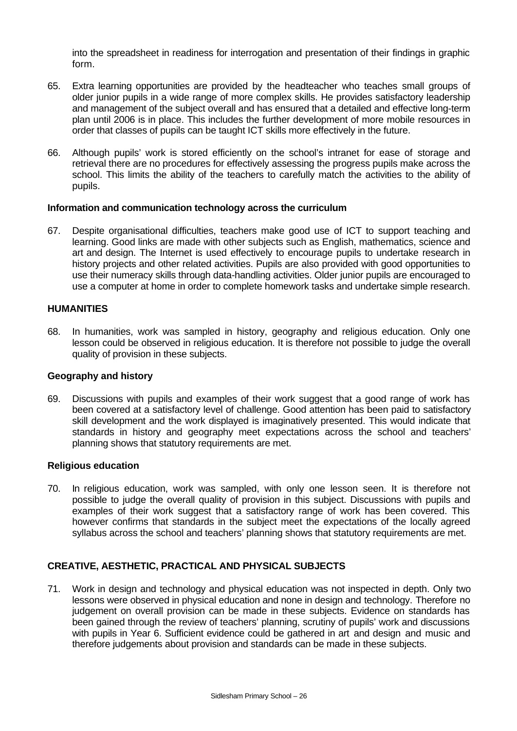into the spreadsheet in readiness for interrogation and presentation of their findings in graphic form.

65. Extra learning opportunities are provided by the headteacher who teaches small groups of older junior pupils in a wide range of more complex skills. He provides satisfactory leadership and management of the subject overall and has ensured that a detailed and effective long-term plan until 2006 is in place. This includes the further development of more mobile resources in order that classes of pupils can be taught ICT skills more effectively in the future.

66. Although pupils' work is stored efficiently on the school's intranet for ease of storage and retrieval there are no procedures for effectively assessing the progress pupils make across the school. This limits the ability of the teachers to carefully match the activities to the ability of pupils.

**Information and communication technology across the curriculum**

67. Despite organisational difficulties, teachers make good use of ICT to support teaching and learning. Good links are made with other subjects such as English, mathematics, science and art and design. The Internet is used effectively to encourage pupils to undertake research in history projects and other related activities. Pupils are also provided with good opportunities to use their numeracy skills through data-handling activities. Older junior pupils are encouraged to use a computer at home in order to complete homework tasks and undertake simple research.

## HUMANITIES

68. In humanities, work was sampled in history, geography and religious education. Only one lesson could be observed in religious education. It is therefore not possible to judge the overall quality of provision in these subjects.

**Geography and history**

69. Discussions with pupils and examples of their work suggest that a good range of work has been covered at a satisfactory level of challenge. Good attention has been paid to satisfactory skill development and the work displayed is imaginatively presented. This would indicate that standards in history and geography meet expectations across the school and teachers' planning shows that statutory requirements are met.

**Religious education**

70. In religious education, work was sampled, with only one lesson seen. It is therefore not possible to judge the overall quality of provision in this subject. Discussions with pupils and examples of their work suggest that a satisfactory range of work has been covered. This however confirms that standards in the subject meet the expectations of the locally agreed syllabus across the school and teachers' planning shows that statutory requirements are met.

## CREATIVE, AESTHETIC, PRACTICAL AND PHYSICAL SUBJECTS

71. Work in design and technology and physical education was not inspected in depth. Only two lessons were observed in physical education and none in design and technology. Therefore no judgement on overall provision can be made in these subjects. Evidence on standards has been gained through the review of teachers' planning, scrutiny of pupils' work and discussions with pupils in Year 6. Sufficient evidence could be gathered in art and design and music and therefore judgements about provision and standards can be made in these subjects.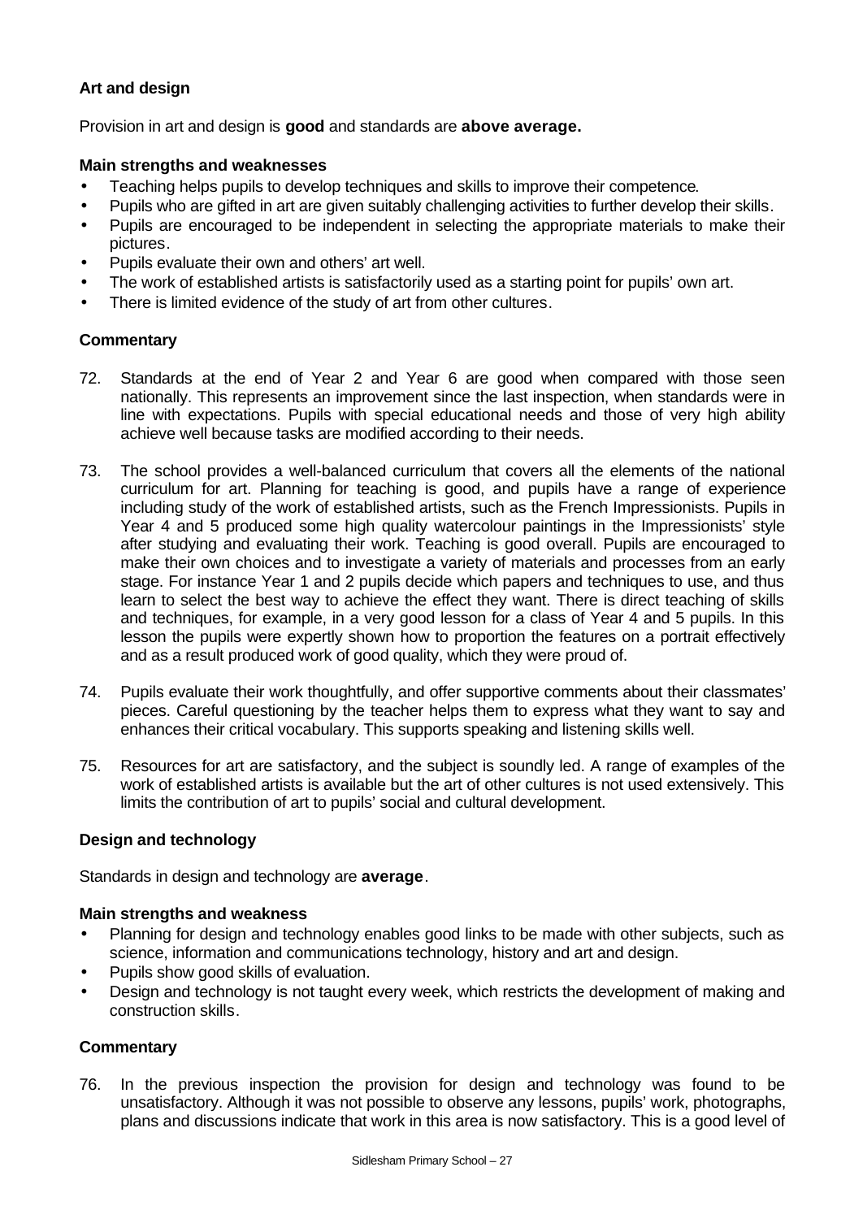### Art and design

Provision in art and design is **good** and standards are **above average.**

#### Main strengths and weaknesses

- Teaching helps pupils to develop techniques and skills to improve their competence.
- Pupils who are gifted in art are given suitably challenging activities to further develop their skills.
- Pupils are encouraged to be independent in selecting the appropriate materials to make their pictures.
- Pupils evaluate their own and others' art well.
- The work of established artists is satisfactorily used as a starting point for pupils' own art.
- There is limited evidence of the study of art from other cultures.

#### Commentary

72. Standards at the end of Year 2 and Year 6 are good when compared with those seen nationally. This represents an improvement since the last inspection, when standards were in line with expectations. Pupils with special educational needs and those of very high ability achieve well because tasks are modified according to their needs.

73. The school provides a well-balanced curriculum that covers all the elements of the national curriculum for art. Planning for teaching is good, and pupils have a range of experience including study of the work of established artists, such as the French Impressionists. Pupils in Year 4 and 5 produced some high quality watercolour paintings in the Impressionists' style after studying and evaluating their work. Teaching is good overall. Pupils are encouraged to make their own choices and to investigate a variety of materials and processes from an early stage. For instance Year 1 and 2 pupils decide which papers and techniques to use, and thus learn to select the best way to achieve the effect they want. There is direct teaching of skills and techniques, for example, in a very good lesson for a class of Year 4 and 5 pupils. In this lesson the pupils were expertly shown how to proportion the features on a portrait effectively and as a result produced work of good quality, which they were proud of.

74. Pupils evaluate their work thoughtfully, and offer supportive comments about their classmates' pieces. Careful questioning by the teacher helps them to express what they want to say and enhances their critical vocabulary. This supports speaking and listening skills well.

75. Resources for art are satisfactory, and the subject is soundly led. A range of examples of the work of established artists is available but the art of other cultures is not used extensively. This limits the contribution of art to pupils' social and cultural development.

### Design and technology

Standards in design and technology are **average**.

#### Main strengths and weakness

- Planning for design and technology enables good links to be made with other subjects, such as science, information and communications technology, history and art and design.
- Pupils show good skills of evaluation.
- Design and technology is not taught every week, which restricts the development of making and construction skills.

#### Commentary

76. In the previous inspection the provision for design and technology was found to be unsatisfactory. Although it was not possible to observe any lessons, pupils' work, photographs, plans and discussions indicate that work in this area is now satisfactory. This is a good level of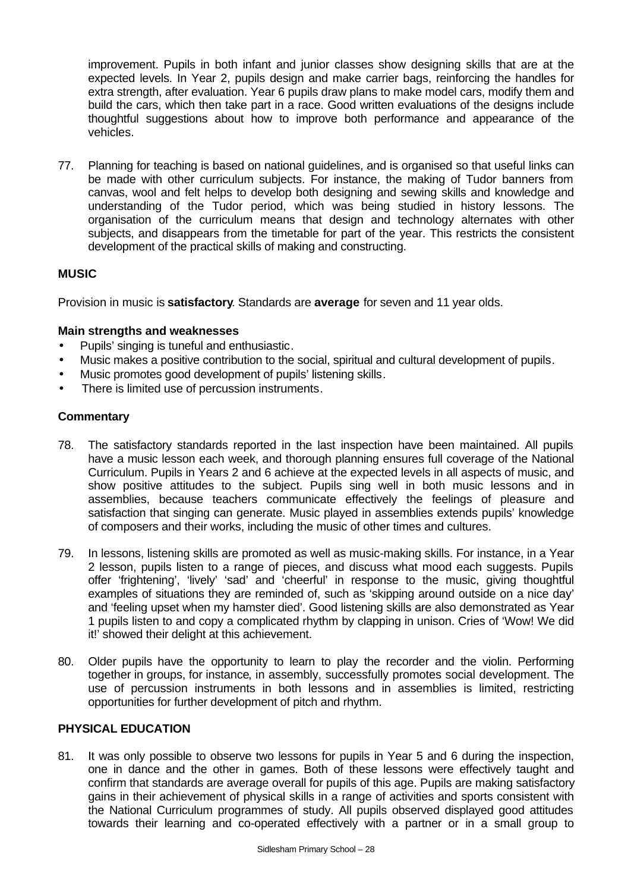improvement. Pupils in both infant and junior classes show designing skills that are at the expected levels. In Year 2, pupils design and make carrier bags, reinforcing the handles for extra strength, after evaluation. Year 6 pupils draw plans to make model cars, modify them and build the cars, which then take part in a race. Good written evaluations of the designs include thoughtful suggestions about how to improve both performance and appearance of the vehicles.

77. Planning for teaching is based on national guidelines, and is organised so that useful links can be made with other curriculum subjects. For instance, the making of Tudor banners from canvas, wool and felt helps to develop both designing and sewing skills and knowledge and understanding of the Tudor period, which was being studied in history lessons. The organisation of the curriculum means that design and technology alternates with other subjects, and disappears from the timetable for part of the year. This restricts the consistent development of the practical skills of making and constructing.

## MUSIC

Provision in music is **satisfactory**. Standards are **average** for seven and 11 year olds.

### Main strengths and weaknesses

- Pupils' singing is tuneful and enthusiastic.
- Music makes a positive contribution to the social, spiritual and cultural development of pupils.
- Music promotes good development of pupils' listening skills.
- There is limited use of percussion instruments.

### Commentary

78. The satisfactory standards reported in the last inspection have been maintained. All pupils have a music lesson each week, and thorough planning ensures full coverage of the National Curriculum. Pupils in Years 2 and 6 achieve at the expected levels in all aspects of music, and show positive attitudes to the subject. Pupils sing well in both music lessons and in assemblies, because teachers communicate effectively the feelings of pleasure and satisfaction that singing can generate. Music played in assemblies extends pupils' knowledge of composers and their works, including the music of other times and cultures.

79. In lessons, listening skills are promoted as well as music-making skills. For instance, in a Year 2 lesson, pupils listen to a range of pieces, and discuss what mood each suggests. Pupils offer 'frightening', 'lively' 'sad' and 'cheerful' in response to the music, giving thoughtful examples of situations they are reminded of, such as 'skipping around outside on a nice day' and 'feeling upset when my hamster died'. Good listening skills are also demonstrated as Year 1 pupils listen to and copy a complicated rhythm by clapping in unison. Cries of 'Wow! We did it!' showed their delight at this achievement.

80. Older pupils have the opportunity to learn to play the recorder and the violin. Performing together in groups, for instance, in assembly, successfully promotes social development. The use of percussion instruments in both lessons and in assemblies is limited, restricting opportunities for further development of pitch and rhythm.

## PHYSICAL EDUCATION

81. It was only possible to observe two lessons for pupils in Year 5 and 6 during the inspection, one in dance and the other in games. Both of these lessons were effectively taught and confirm that standards are average overall for pupils of this age. Pupils are making satisfactory gains in their achievement of physical skills in a range of activities and sports consistent with the National Curriculum programmes of study. All pupils observed displayed good attitudes towards their learning and co-operated effectively with a partner or in a small group to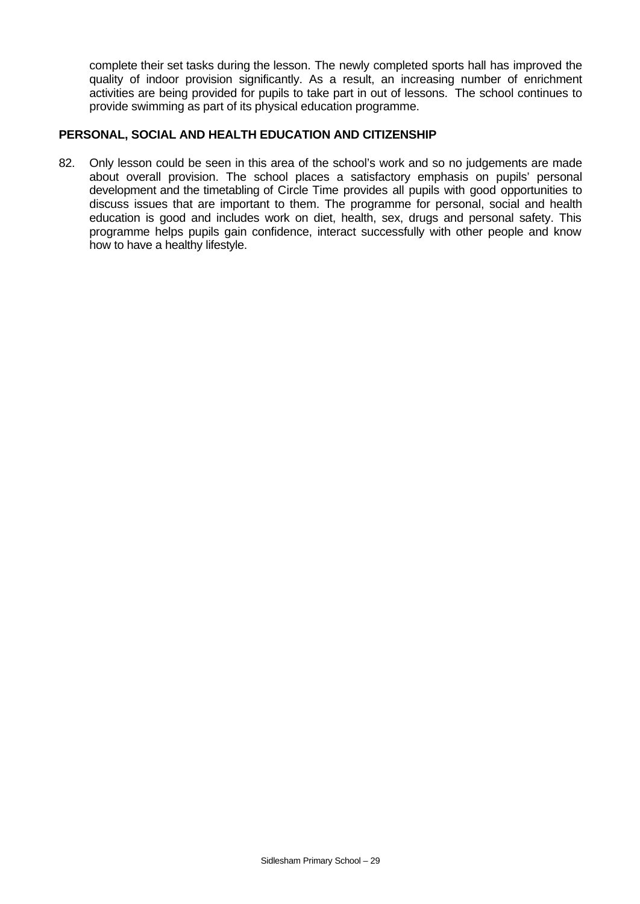complete their set tasks during the lesson. The newly completed sports hall has improved the quality of indoor provision significantly. As a result, an increasing number of enrichment activities are being provided for pupils to take part in out of lessons. The school continues to provide swimming as part of its physical education programme.

## PERSONAL, SOCIAL AND HEALTH EDUCATION AND CITIZENSHIP

82. Only lesson could be seen in this area of the school's work and so no judgements are made about overall provision. The school places a satisfactory emphasis on pupils' personal development and the timetabling of Circle Time provides all pupils with good opportunities to discuss issues that are important to them. The programme for personal, social and health education is good and includes work on diet, health, sex, drugs and personal safety. This programme helps pupils gain confidence, interact successfully with other people and know how to have a healthy lifestyle.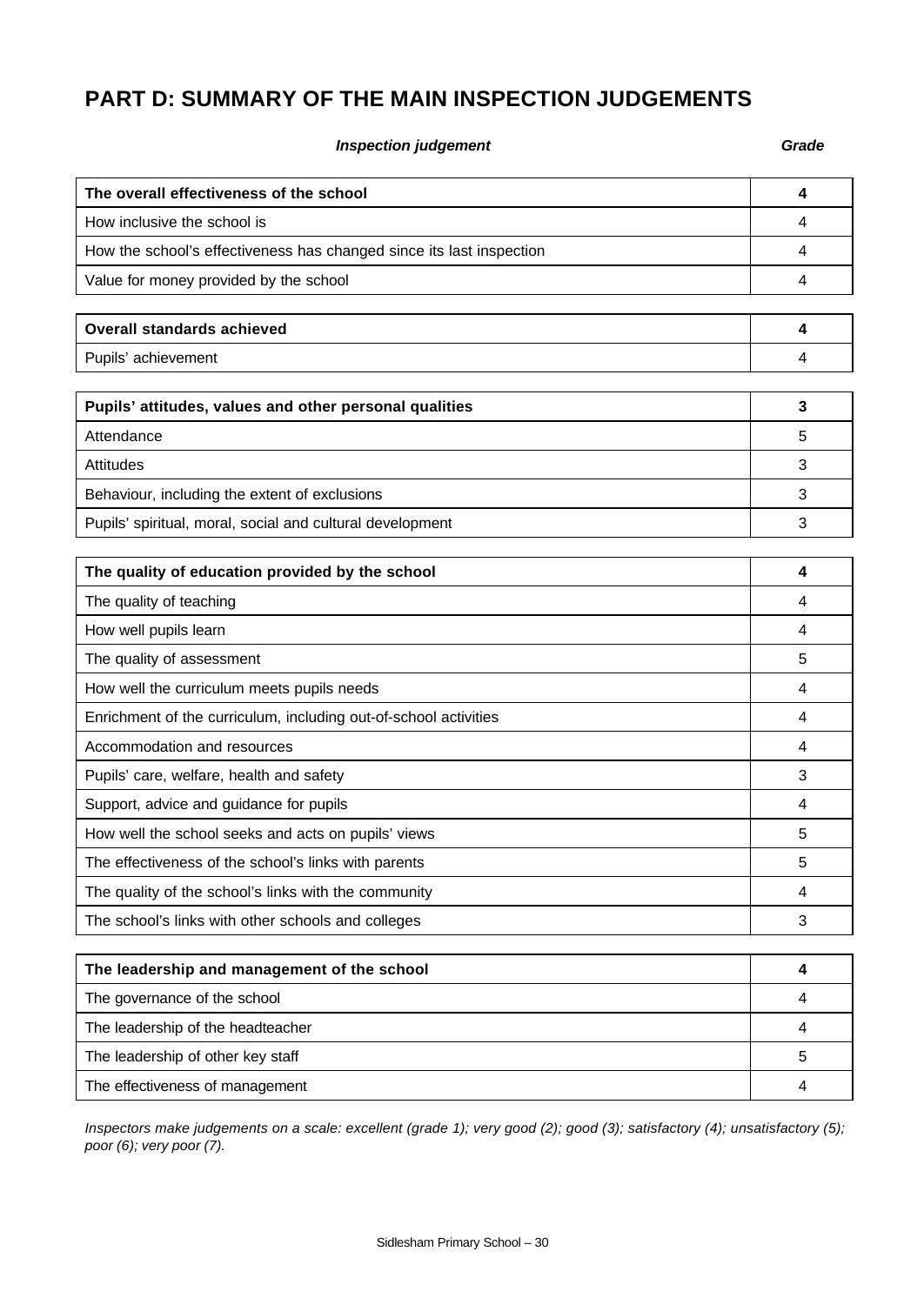# PART D: SUMMARY OF THE MAIN INSPECTION JUDGEMENTS

| *Inspection judgement* | *Grade* |
|---|---|
| **The overall effectiveness of the school** | **4** |
| How inclusive the school is | 4 |
| How the school's effectiveness has changed since its last inspection | 4 |
| Value for money provided by the school | 4 |

| | |
|---|---|
| **Overall standards achieved** | **4** |
| Pupils' achievement | 4 |

| | |
|---|---|
| **Pupils' attitudes, values and other personal qualities** | **3** |
| Attendance | 5 |
| Attitudes | 3 |
| Behaviour, including the extent of exclusions | 3 |
| Pupils' spiritual, moral, social and cultural development | 3 |

| | |
|---|---|
| **The quality of education provided by the school** | **4** |
| The quality of teaching | 4 |
| How well pupils learn | 4 |
| The quality of assessment | 5 |
| How well the curriculum meets pupils needs | 4 |
| Enrichment of the curriculum, including out-of-school activities | 4 |
| Accommodation and resources | 4 |
| Pupils' care, welfare, health and safety | 3 |
| Support, advice and guidance for pupils | 4 |
| How well the school seeks and acts on pupils' views | 5 |
| The effectiveness of the school's links with parents | 5 |
| The quality of the school's links with the community | 4 |
| The school's links with other schools and colleges | 3 |

| | |
|---|---|
| **The leadership and management of the school** | **4** |
| The governance of the school | 4 |
| The leadership of the headteacher | 4 |
| The leadership of other key staff | 5 |
| The effectiveness of management | 4 |

*Inspectors make judgements on a scale: excellent (grade 1); very good (2); good (3); satisfactory (4); unsatisfactory (5); poor (6); very poor (7).*